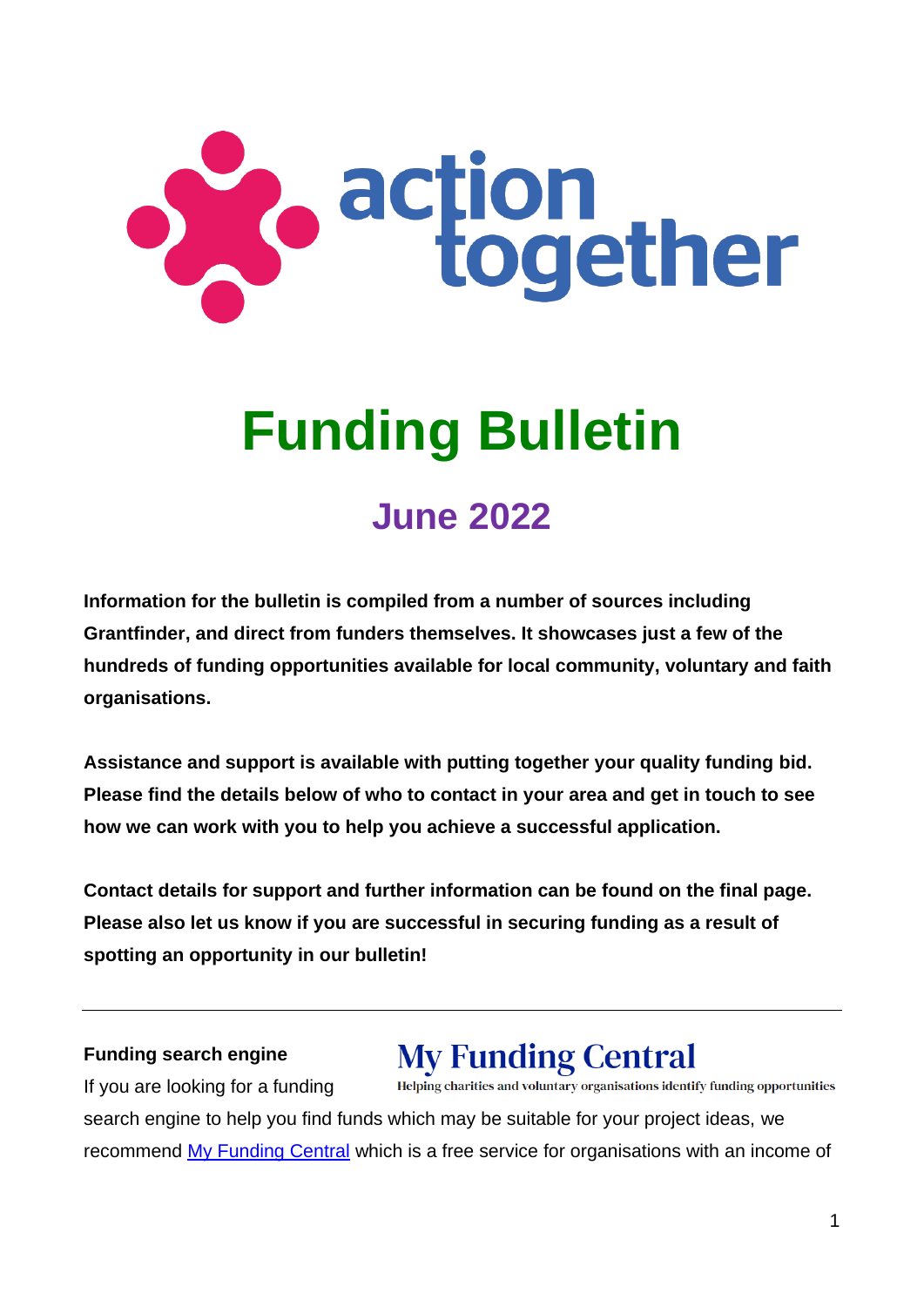action together

# Funding Bulletin

## June 2022

**Information for the bulletin is compiled from a number of sources including Grantfinder, and direct from funders themselves. It showcases just a few of the hundreds of funding opportunities available for local community, voluntary and faith organisations.**

**Assistance and support is available with putting together your quality funding bid. Please find the details below of who to contact in your area and get in touch to see how we can work with you to help you achieve a successful application.**

**Contact details for support and further information can be found on the final page. Please also let us know if you are successful in securing funding as a result of spotting an opportunity in our bulletin!**

---

**Funding search engine**

My Funding Central
Helping charities and voluntary organisations identify funding opportunities

If you are looking for a funding search engine to help you find funds which may be suitable for your project ideas, we recommend [My Funding Central](My Funding Central) which is a free service for organisations with an income of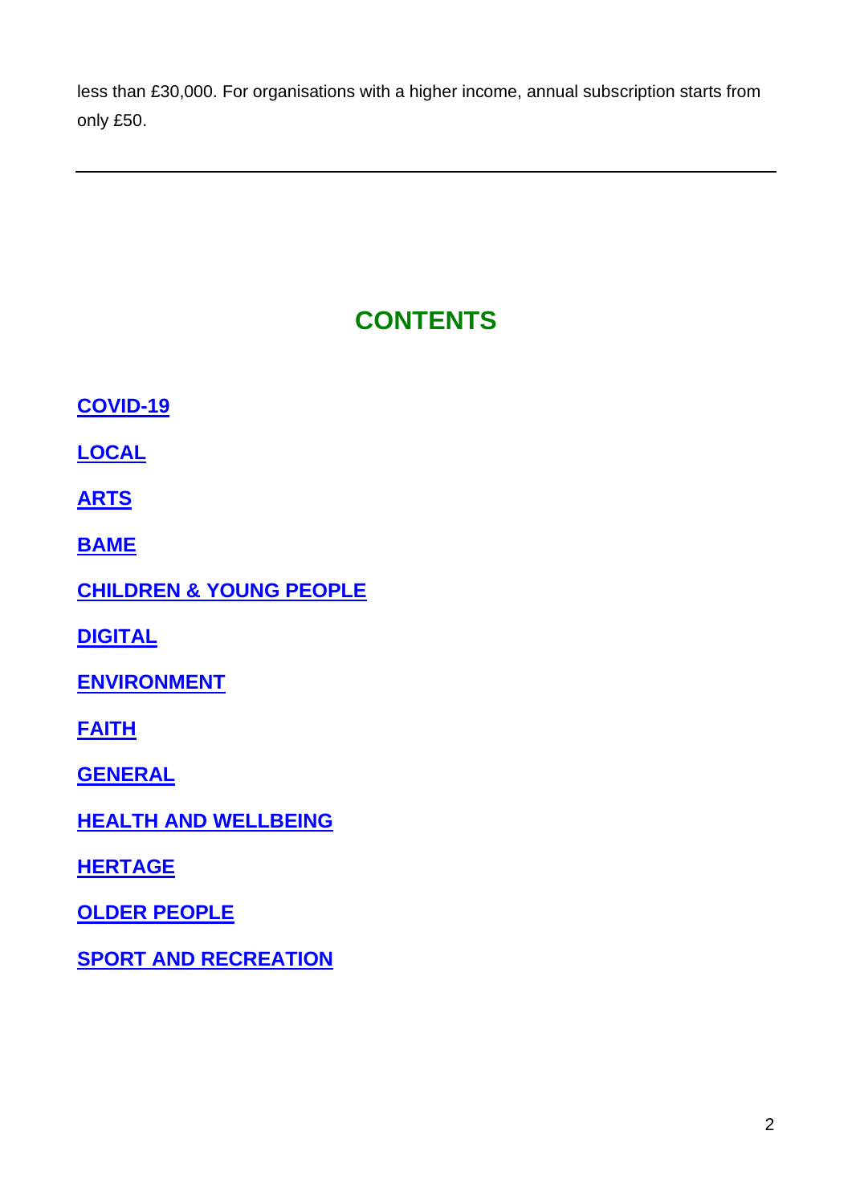less than £30,000. For organisations with a higher income, annual subscription starts from only £50.

---

# CONTENTS

**COVID-19**

**LOCAL**

**ARTS**

**BAME**

**CHILDREN & YOUNG PEOPLE**

**DIGITAL**

**ENVIRONMENT**

**FAITH**

**GENERAL**

**HEALTH AND WELLBEING**

**HERTAGE**

**OLDER PEOPLE**

**SPORT AND RECREATION**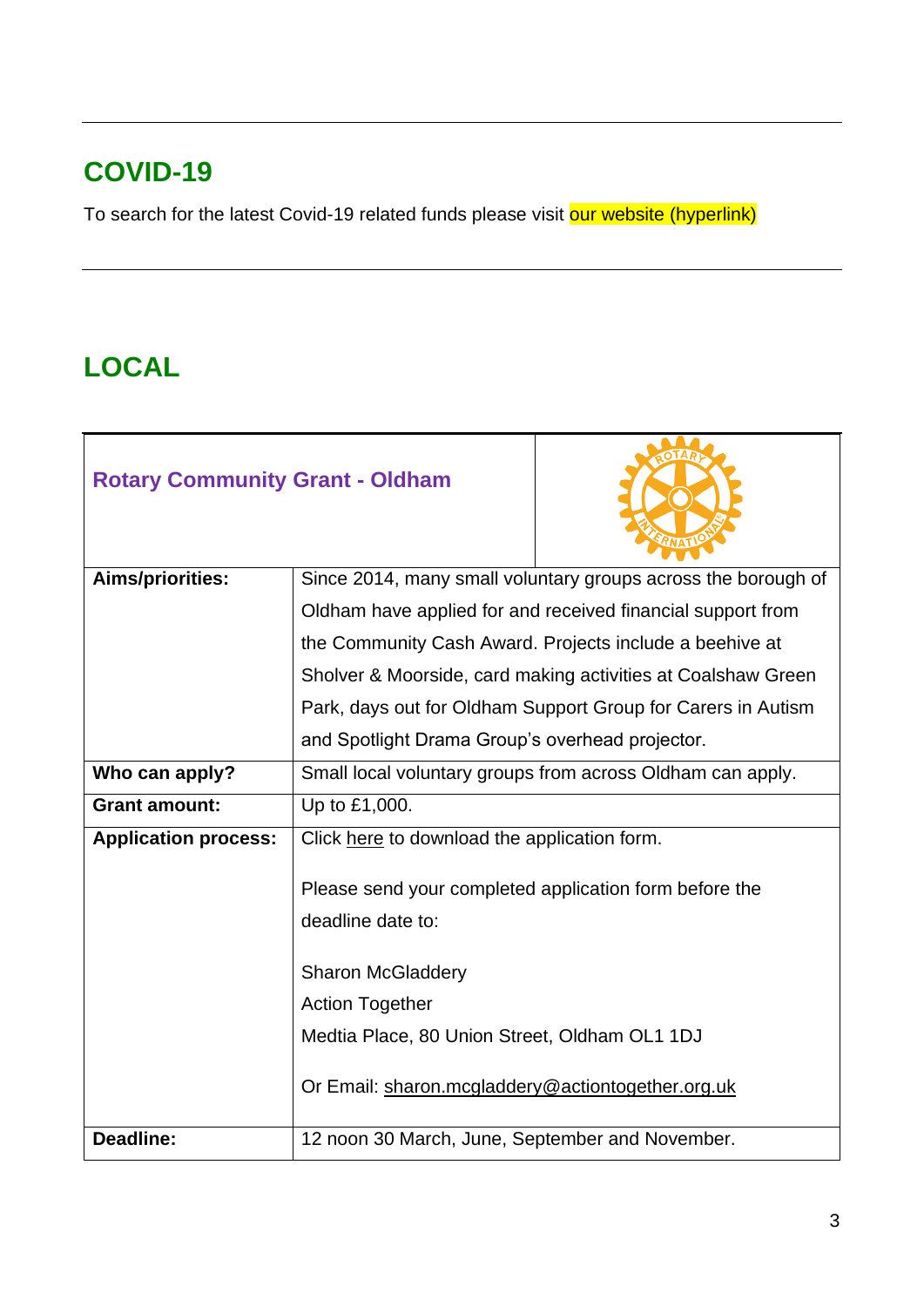## COVID-19

To search for the latest Covid-19 related funds please visit our website (hyperlink)

## LOCAL

| Rotary Community Grant - Oldham | |
|---|---|
| **Aims/priorities:** | Since 2014, many small voluntary groups across the borough of Oldham have applied for and received financial support from the Community Cash Award. Projects include a beehive at Sholver & Moorside, card making activities at Coalshaw Green Park, days out for Oldham Support Group for Carers in Autism and Spotlight Drama Group's overhead projector. |
| **Who can apply?** | Small local voluntary groups from across Oldham can apply. |
| **Grant amount:** | Up to £1,000. |
| **Application process:** | Click here to download the application form.<br><br>Please send your completed application form before the deadline date to:<br><br>Sharon McGladdery<br>Action Together<br>Medtia Place, 80 Union Street, Oldham OL1 1DJ<br><br>Or Email: sharon.mcgladdery@actiontogether.org.uk |
| **Deadline:** | 12 noon 30 March, June, September and November. |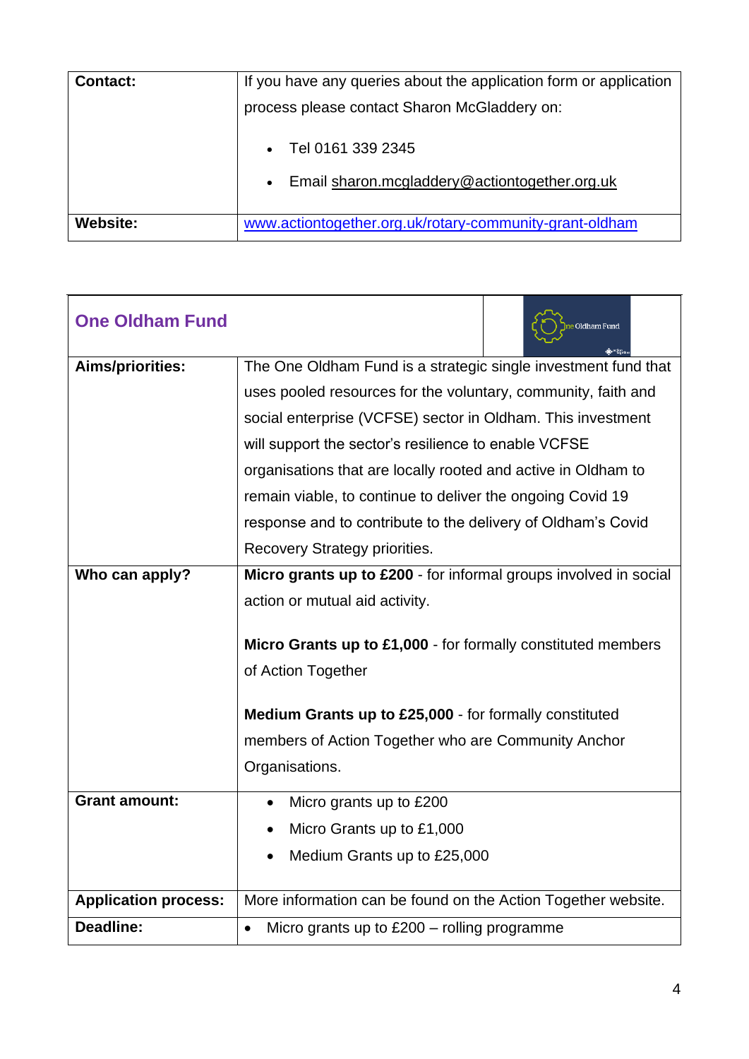| | |
|---|---|
| **Contact:** | If you have any queries about the application form or application process please contact Sharon McGladdery on:<br>• Tel 0161 339 2345<br>• Email sharon.mcgladdery@actiontogether.org.uk |
| **Website:** | www.actiontogether.org.uk/rotary-community-grant-oldham |

| **One Oldham Fund** | |
|---|---|
| **Aims/priorities:** | The One Oldham Fund is a strategic single investment fund that uses pooled resources for the voluntary, community, faith and social enterprise (VCFSE) sector in Oldham. This investment will support the sector's resilience to enable VCFSE organisations that are locally rooted and active in Oldham to remain viable, to continue to deliver the ongoing Covid 19 response and to contribute to the delivery of Oldham's Covid Recovery Strategy priorities. |
| **Who can apply?** | **Micro grants up to £200** - for informal groups involved in social action or mutual aid activity.<br><br>**Micro Grants up to £1,000** - for formally constituted members of Action Together<br><br>**Medium Grants up to £25,000** - for formally constituted members of Action Together who are Community Anchor Organisations. |
| **Grant amount:** | • Micro grants up to £200<br>• Micro Grants up to £1,000<br>• Medium Grants up to £25,000 |
| **Application process:** | More information can be found on the Action Together website. |
| **Deadline:** | • Micro grants up to £200 – rolling programme |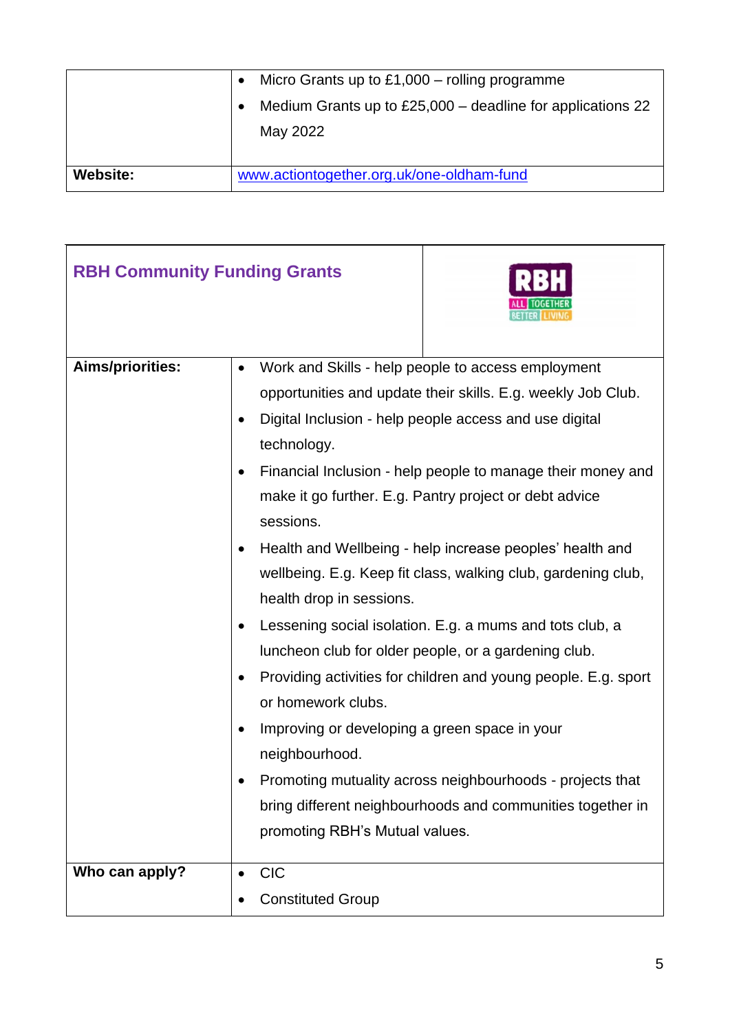| | |
|---|---|
| | • Micro Grants up to £1,000 – rolling programme<br>• Medium Grants up to £25,000 – deadline for applications 22 May 2022 |
| **Website:** | [www.actiontogether.org.uk/one-oldham-fund](http://www.actiontogether.org.uk/one-oldham-fund) |

| **RBH Community Funding Grants** | RBH ALL TOGETHER BETTER LIVING |
|---|---|
| **Aims/priorities:** | • Work and Skills - help people to access employment opportunities and update their skills. E.g. weekly Job Club.<br>• Digital Inclusion - help people access and use digital technology.<br>• Financial Inclusion - help people to manage their money and make it go further. E.g. Pantry project or debt advice sessions.<br>• Health and Wellbeing - help increase peoples' health and wellbeing. E.g. Keep fit class, walking club, gardening club, health drop in sessions.<br>• Lessening social isolation. E.g. a mums and tots club, a luncheon club for older people, or a gardening club.<br>• Providing activities for children and young people. E.g. sport or homework clubs.<br>• Improving or developing a green space in your neighbourhood.<br>• Promoting mutuality across neighbourhoods - projects that bring different neighbourhoods and communities together in promoting RBH's Mutual values. |
| **Who can apply?** | • CIC<br>• Constituted Group |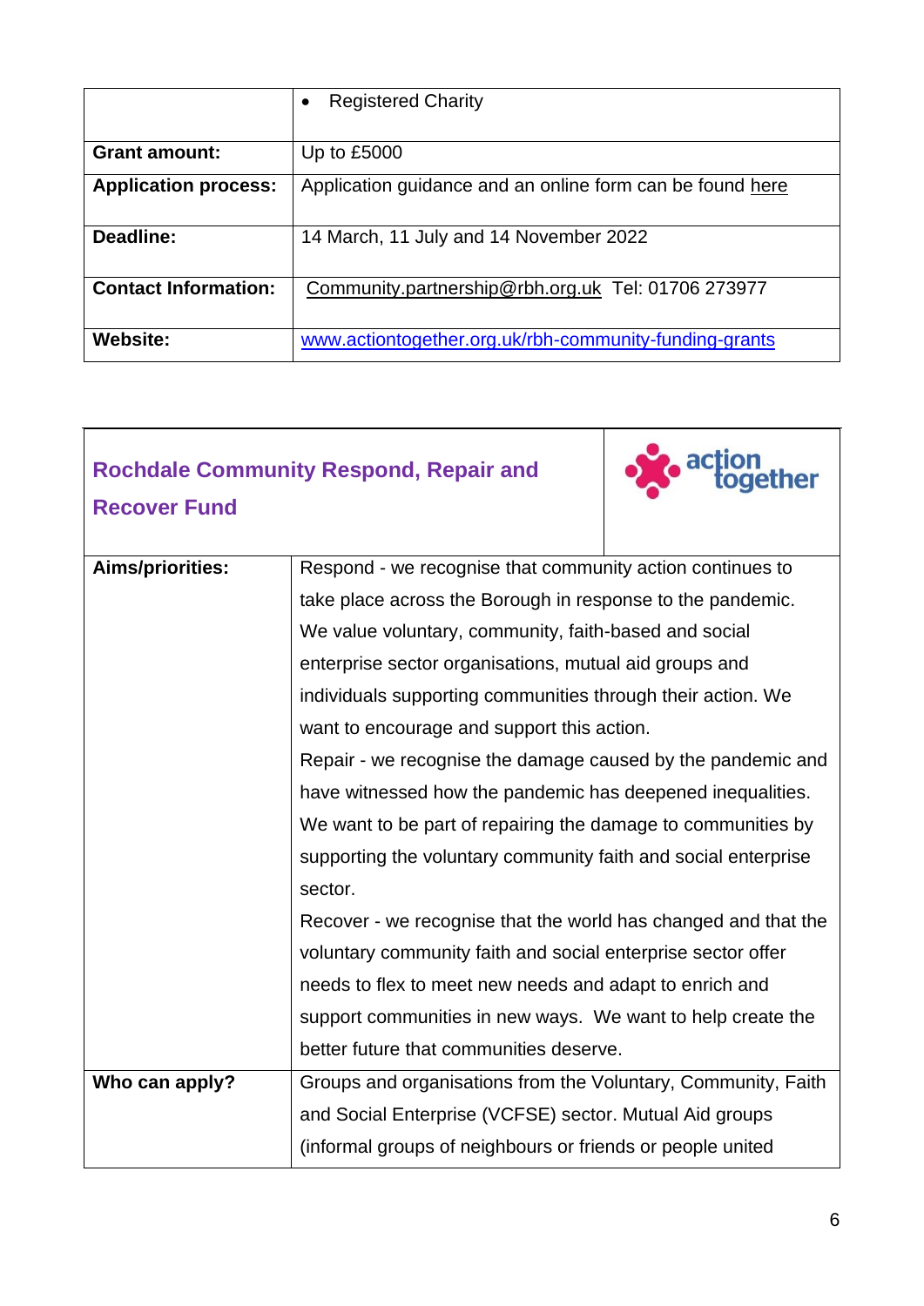| | |
|---|---|
| | • Registered Charity |
| **Grant amount:** | Up to £5000 |
| **Application process:** | Application guidance and an online form can be found here |
| **Deadline:** | 14 March, 11 July and 14 November 2022 |
| **Contact Information:** | Community.partnership@rbh.org.uk Tel: 01706 273977 |
| **Website:** | www.actiontogether.org.uk/rbh-community-funding-grants |

| **Rochdale Community Respond, Repair and Recover Fund** | action together |
|---|---|
| **Aims/priorities:** | Respond - we recognise that community action continues to take place across the Borough in response to the pandemic. We value voluntary, community, faith-based and social enterprise sector organisations, mutual aid groups and individuals supporting communities through their action. We want to encourage and support this action.<br>Repair - we recognise the damage caused by the pandemic and have witnessed how the pandemic has deepened inequalities. We want to be part of repairing the damage to communities by supporting the voluntary community faith and social enterprise sector.<br>Recover - we recognise that the world has changed and that the voluntary community faith and social enterprise sector offer needs to flex to meet new needs and adapt to enrich and support communities in new ways. We want to help create the better future that communities deserve. |
| **Who can apply?** | Groups and organisations from the Voluntary, Community, Faith and Social Enterprise (VCFSE) sector. Mutual Aid groups (informal groups of neighbours or friends or people united |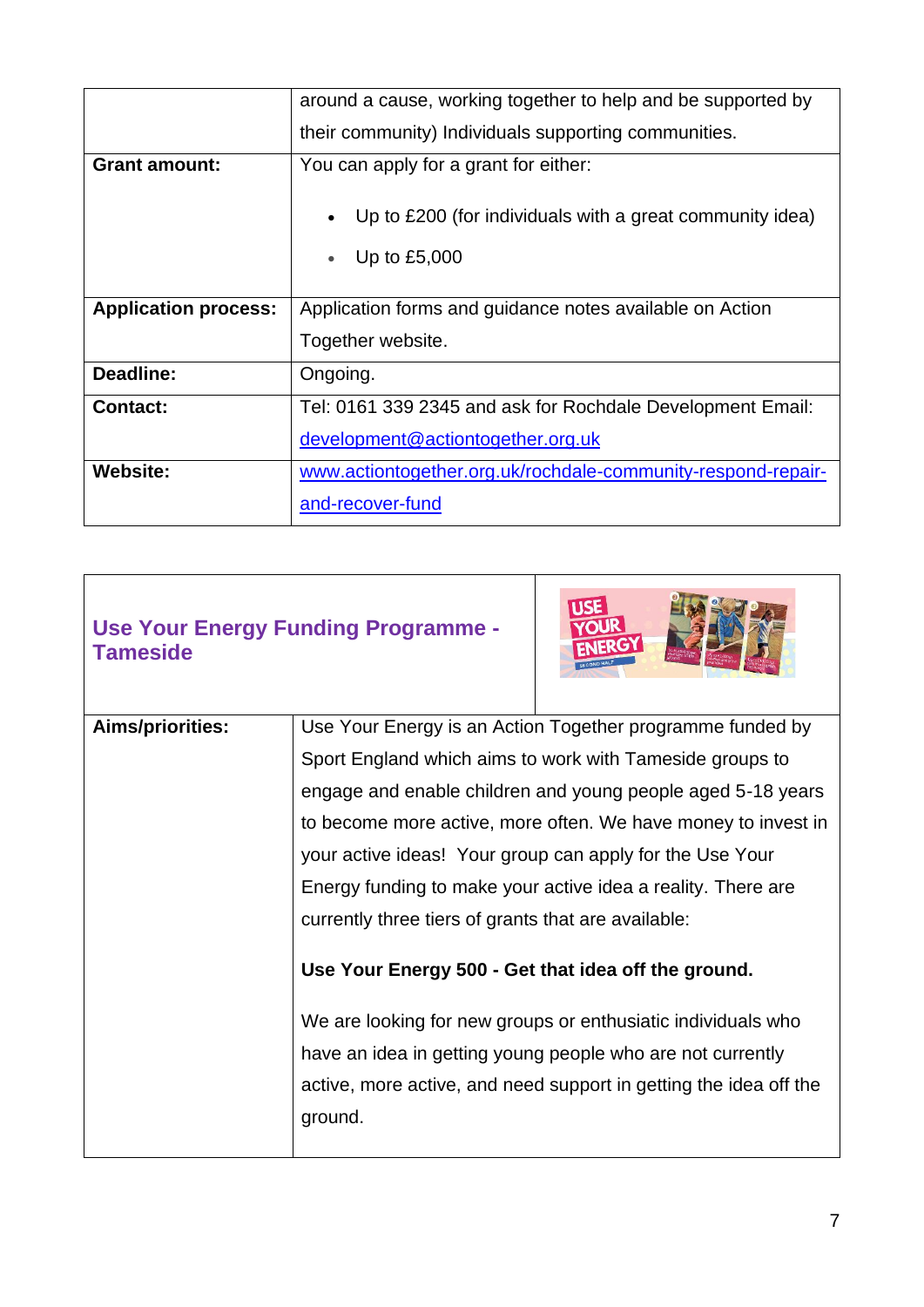| | |
|---|---|
| | around a cause, working together to help and be supported by their community) Individuals supporting communities. |
| **Grant amount:** | You can apply for a grant for either:<br>• Up to £200 (for individuals with a great community idea)<br>• Up to £5,000 |
| **Application process:** | Application forms and guidance notes available on Action Together website. |
| **Deadline:** | Ongoing. |
| **Contact:** | Tel: 0161 339 2345 and ask for Rochdale Development Email: development@actiontogether.org.uk |
| **Website:** | www.actiontogether.org.uk/rochdale-community-respond-repair-and-recover-fund |

## Use Your Energy Funding Programme - Tameside

| | |
|---|---|
| **Aims/priorities:** | Use Your Energy is an Action Together programme funded by Sport England which aims to work with Tameside groups to engage and enable children and young people aged 5-18 years to become more active, more often. We have money to invest in your active ideas! Your group can apply for the Use Your Energy funding to make your active idea a reality. There are currently three tiers of grants that are available:<br><br>**Use Your Energy 500 - Get that idea off the ground.**<br><br>We are looking for new groups or enthusiatic individuals who have an idea in getting young people who are not currently active, more active, and need support in getting the idea off the ground. |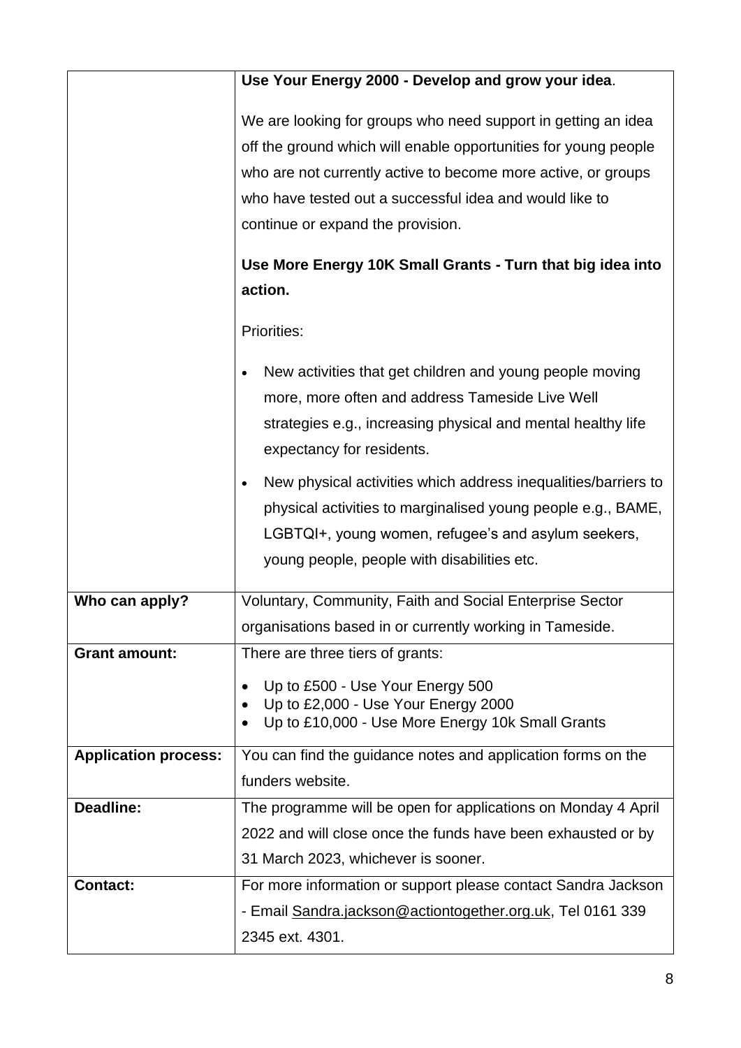| | |
|---|---|
| | **Use Your Energy 2000 - Develop and grow your idea**.<br><br>We are looking for groups who need support in getting an idea off the ground which will enable opportunities for young people who are not currently active to become more active, or groups who have tested out a successful idea and would like to continue or expand the provision.<br><br>**Use More Energy 10K Small Grants - Turn that big idea into action.**<br><br>Priorities:<br><br>• New activities that get children and young people moving more, more often and address Tameside Live Well strategies e.g., increasing physical and mental healthy life expectancy for residents.<br><br>• New physical activities which address inequalities/barriers to physical activities to marginalised young people e.g., BAME, LGBTQI+, young women, refugee's and asylum seekers, young people, people with disabilities etc. |
| **Who can apply?** | Voluntary, Community, Faith and Social Enterprise Sector organisations based in or currently working in Tameside. |
| **Grant amount:** | There are three tiers of grants:<br><br>• Up to £500 - Use Your Energy 500<br>• Up to £2,000 - Use Your Energy 2000<br>• Up to £10,000 - Use More Energy 10k Small Grants |
| **Application process:** | You can find the guidance notes and application forms on the funders website. |
| **Deadline:** | The programme will be open for applications on Monday 4 April 2022 and will close once the funds have been exhausted or by 31 March 2023, whichever is sooner. |
| **Contact:** | For more information or support please contact Sandra Jackson - Email Sandra.jackson@actiontogether.org.uk, Tel 0161 339 2345 ext. 4301. |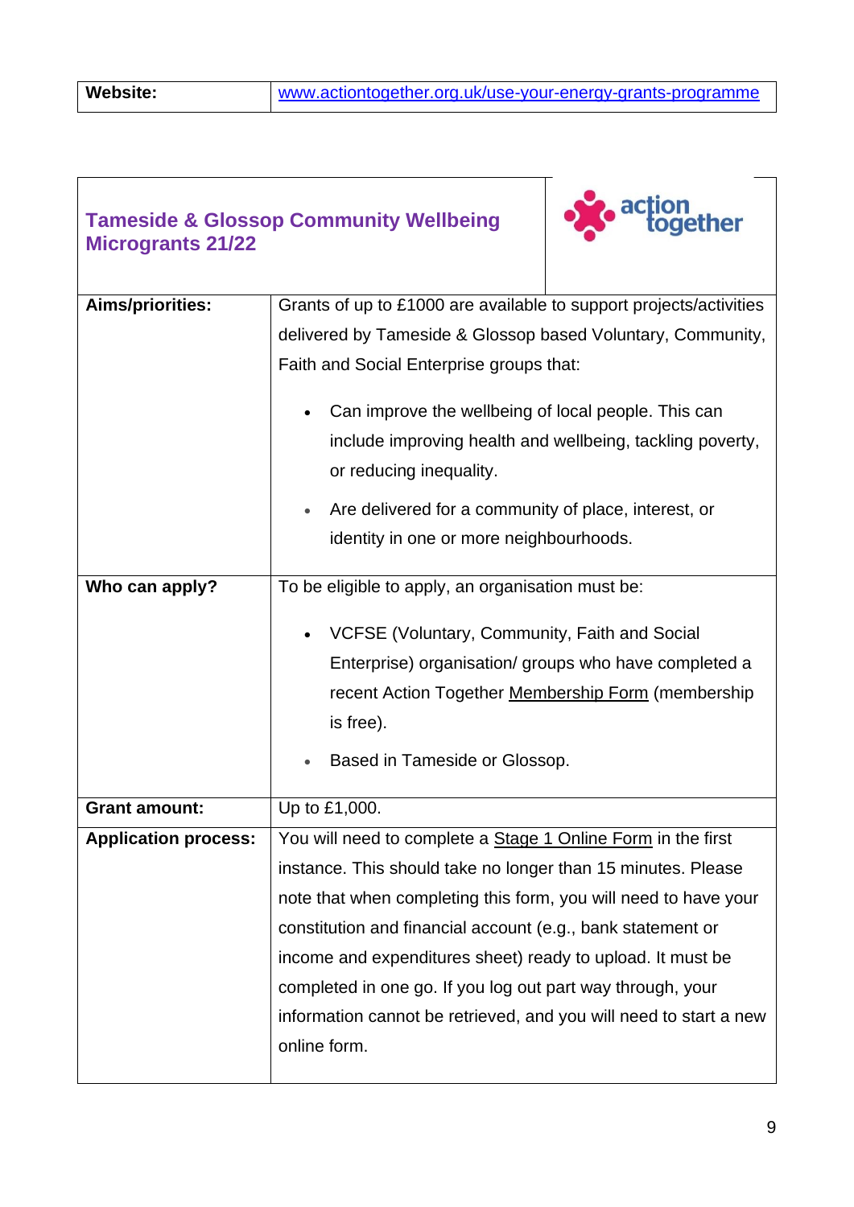| Website: | www.actiontogether.org.uk/use-your-energy-grants-programme |
|---|---|

| Tameside & Glossop Community Wellbeing Micrograants 21/22 | action together |
|---|---|
| **Aims/priorities:** | Grants of up to £1000 are available to support projects/activities delivered by Tameside & Glossop based Voluntary, Community, Faith and Social Enterprise groups that:<br><br>• Can improve the wellbeing of local people. This can include improving health and wellbeing, tackling poverty, or reducing inequality.<br>• Are delivered for a community of place, interest, or identity in one or more neighbourhoods. |
| **Who can apply?** | To be eligible to apply, an organisation must be:<br><br>• VCFSE (Voluntary, Community, Faith and Social Enterprise) organisation/ groups who have completed a recent Action Together Membership Form (membership is free).<br>• Based in Tameside or Glossop. |
| **Grant amount:** | Up to £1,000. |
| **Application process:** | You will need to complete a Stage 1 Online Form in the first instance. This should take no longer than 15 minutes. Please note that when completing this form, you will need to have your constitution and financial account (e.g., bank statement or income and expenditures sheet) ready to upload. It must be completed in one go. If you log out part way through, your information cannot be retrieved, and you will need to start a new online form. |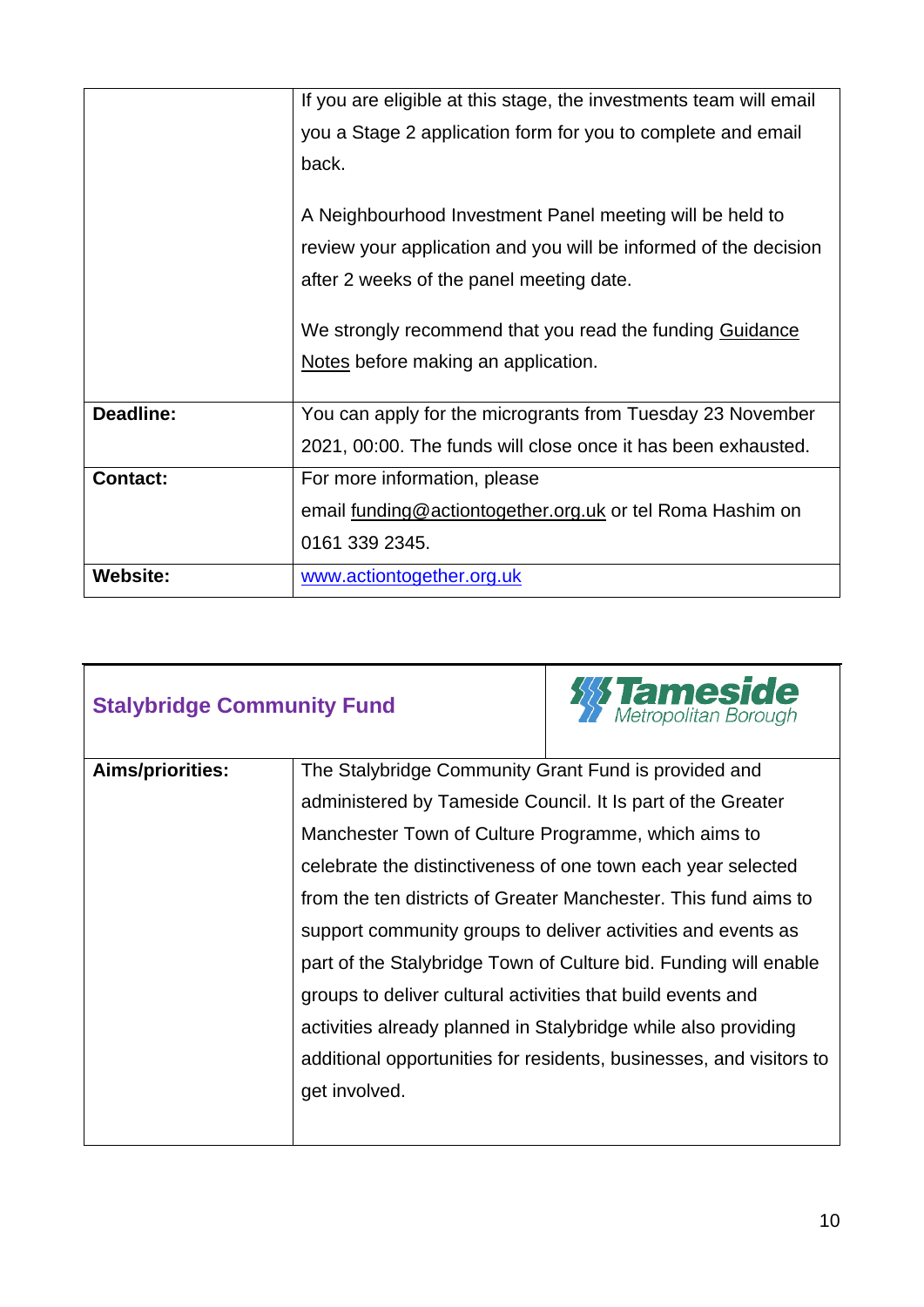| | |
|---|---|
| | If you are eligible at this stage, the investments team will email you a Stage 2 application form for you to complete and email back.<br><br>A Neighbourhood Investment Panel meeting will be held to review your application and you will be informed of the decision after 2 weeks of the panel meeting date.<br><br>We strongly recommend that you read the funding Guidance Notes before making an application. |
| **Deadline:** | You can apply for the micrograms from Tuesday 23 November 2021, 00:00. The funds will close once it has been exhausted. |
| **Contact:** | For more information, please email funding@actiontogether.org.uk or tel Roma Hashim on 0161 339 2345. |
| **Website:** | www.actiontogether.org.uk |

| **Stalybridge Community Fund** | Tameside Metropolitan Borough |
|---|---|
| **Aims/priorities:** | The Stalybridge Community Grant Fund is provided and administered by Tameside Council. It Is part of the Greater Manchester Town of Culture Programme, which aims to celebrate the distinctiveness of one town each year selected from the ten districts of Greater Manchester. This fund aims to support community groups to deliver activities and events as part of the Stalybridge Town of Culture bid. Funding will enable groups to deliver cultural activities that build events and activities already planned in Stalybridge while also providing additional opportunities for residents, businesses, and visitors to get involved. |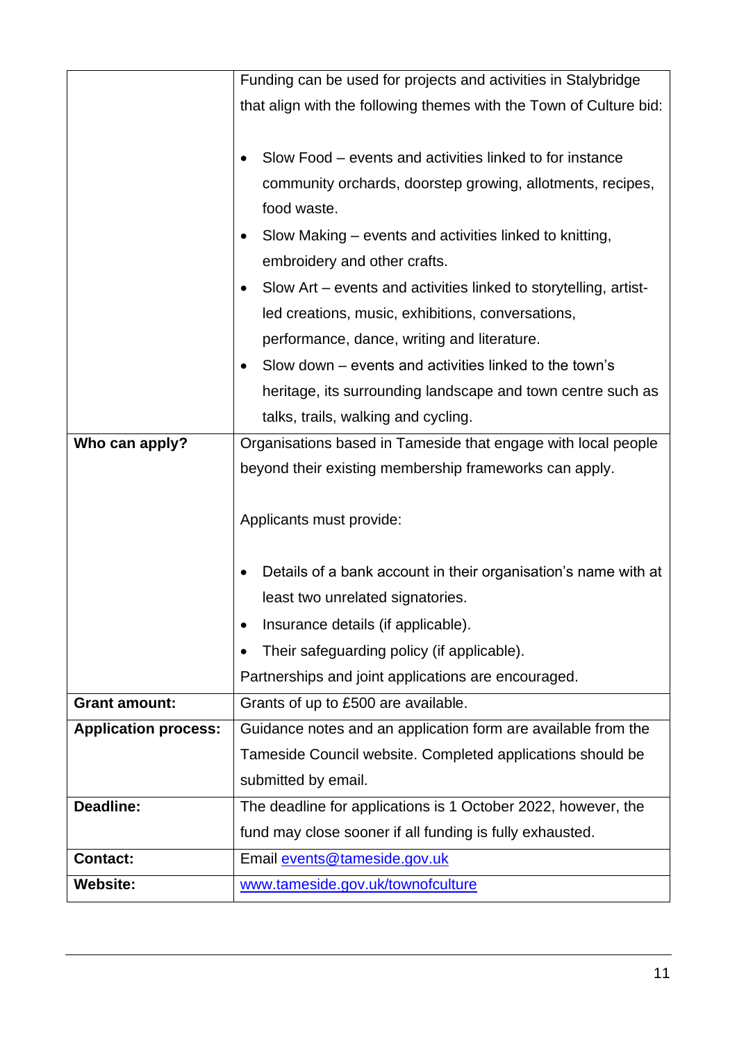| | |
|---|---|
| | Funding can be used for projects and activities in Stalybridge that align with the following themes with the Town of Culture bid:<br><br>• Slow Food – events and activities linked to for instance community orchards, doorstep growing, allotments, recipes, food waste.<br>• Slow Making – events and activities linked to knitting, embroidery and other crafts.<br>• Slow Art – events and activities linked to storytelling, artist-led creations, music, exhibitions, conversations, performance, dance, writing and literature.<br>• Slow down – events and activities linked to the town's heritage, its surrounding landscape and town centre such as talks, trails, walking and cycling. |
| **Who can apply?** | Organisations based in Tameside that engage with local people beyond their existing membership frameworks can apply.<br><br>Applicants must provide:<br><br>• Details of a bank account in their organisation's name with at least two unrelated signatories.<br>• Insurance details (if applicable).<br>• Their safeguarding policy (if applicable).<br><br>Partnerships and joint applications are encouraged. |
| **Grant amount:** | Grants of up to £500 are available. |
| **Application process:** | Guidance notes and an application form are available from the Tameside Council website. Completed applications should be submitted by email. |
| **Deadline:** | The deadline for applications is 1 October 2022, however, the fund may close sooner if all funding is fully exhausted. |
| **Contact:** | Email events@tameside.gov.uk |
| **Website:** | www.tameside.gov.uk/townofculture |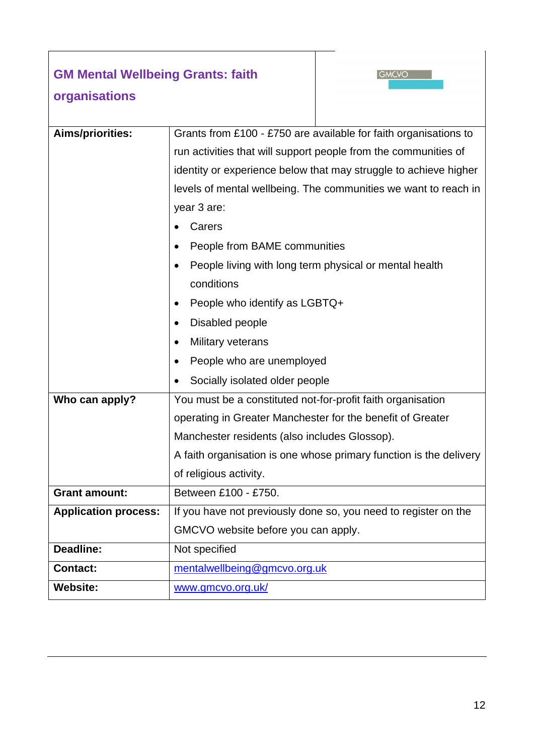## GM Mental Wellbeing Grants: faith organisations

GMCVO

| | |
|---|---|
| **Aims/priorities:** | Grants from £100 - £750 are available for faith organisations to run activities that will support people from the communities of identity or experience below that may struggle to achieve higher levels of mental wellbeing. The communities we want to reach in year 3 are: <br>• Carers <br>• People from BAME communities <br>• People living with long term physical or mental health conditions <br>• People who identify as LGBTQ+ <br>• Disabled people <br>• Military veterans <br>• People who are unemployed <br>• Socially isolated older people |
| **Who can apply?** | You must be a constituted not-for-profit faith organisation operating in Greater Manchester for the benefit of Greater Manchester residents (also includes Glossop). <br>A faith organisation is one whose primary function is the delivery of religious activity. |
| **Grant amount:** | Between £100 - £750. |
| **Application process:** | If you have not previously done so, you need to register on the GMCVO website before you can apply. |
| **Deadline:** | Not specified |
| **Contact:** | mentalwellbeing@gmcvo.org.uk |
| **Website:** | www.gmcvo.org.uk/ |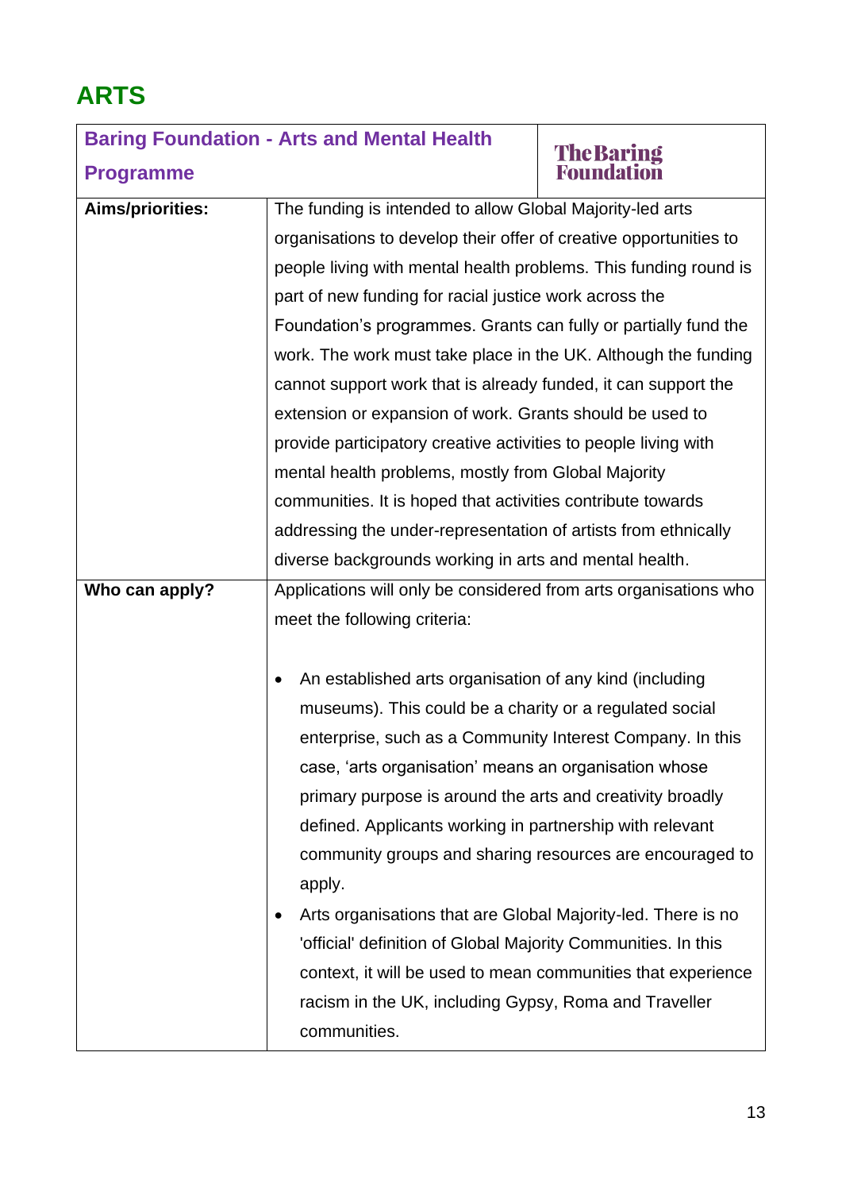# ARTS

| Baring Foundation - Arts and Mental Health Programme | The Baring Foundation |
|---|---|
| **Aims/priorities:** | The funding is intended to allow Global Majority-led arts organisations to develop their offer of creative opportunities to people living with mental health problems. This funding round is part of new funding for racial justice work across the Foundation's programmes. Grants can fully or partially fund the work. The work must take place in the UK. Although the funding cannot support work that is already funded, it can support the extension or expansion of work. Grants should be used to provide participatory creative activities to people living with mental health problems, mostly from Global Majority communities. It is hoped that activities contribute towards addressing the under-representation of artists from ethnically diverse backgrounds working in arts and mental health. |
| **Who can apply?** | Applications will only be considered from arts organisations who meet the following criteria:<br><br>• An established arts organisation of any kind (including museums). This could be a charity or a regulated social enterprise, such as a Community Interest Company. In this case, 'arts organisation' means an organisation whose primary purpose is around the arts and creativity broadly defined. Applicants working in partnership with relevant community groups and sharing resources are encouraged to apply.<br>• Arts organisations that are Global Majority-led. There is no 'official' definition of Global Majority Communities. In this context, it will be used to mean communities that experience racism in the UK, including Gypsy, Roma and Traveller communities. |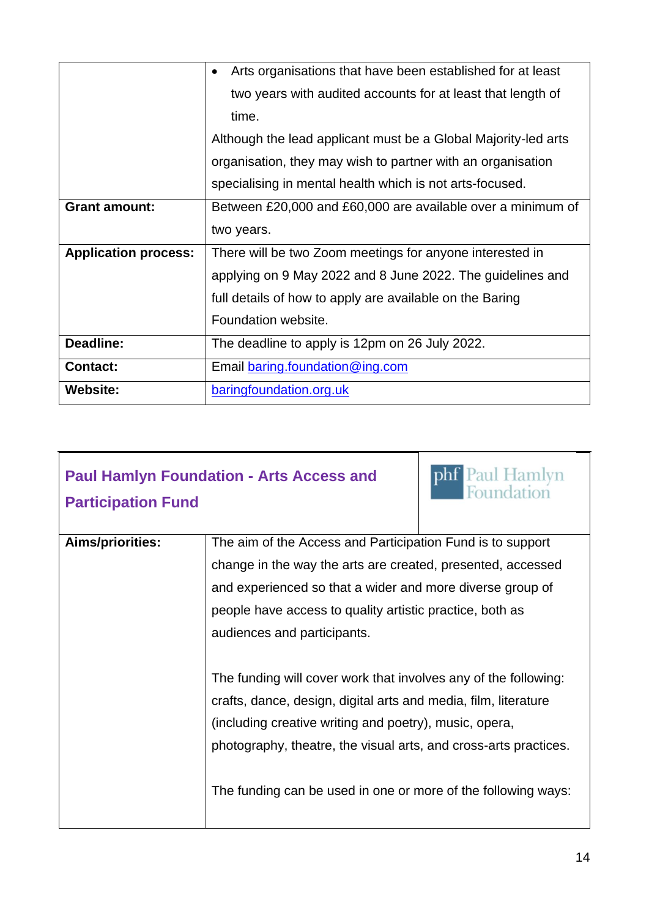| | |
|---|---|
| | • Arts organisations that have been established for at least two years with audited accounts for at least that length of time.<br>Although the lead applicant must be a Global Majority-led arts organisation, they may wish to partner with an organisation specialising in mental health which is not arts-focused. |
| **Grant amount:** | Between £20,000 and £60,000 are available over a minimum of two years. |
| **Application process:** | There will be two Zoom meetings for anyone interested in applying on 9 May 2022 and 8 June 2022. The guidelines and full details of how to apply are available on the Baring Foundation website. |
| **Deadline:** | The deadline to apply is 12pm on 26 July 2022. |
| **Contact:** | Email baring.foundation@ing.com |
| **Website:** | baringfoundation.org.uk |

## Paul Hamlyn Foundation - Arts Access and Participation Fund

| | |
|---|---|
| **Aims/priorities:** | The aim of the Access and Participation Fund is to support change in the way the arts are created, presented, accessed and experienced so that a wider and more diverse group of people have access to quality artistic practice, both as audiences and participants.<br><br>The funding will cover work that involves any of the following: crafts, dance, design, digital arts and media, film, literature (including creative writing and poetry), music, opera, photography, theatre, the visual arts, and cross-arts practices.<br><br>The funding can be used in one or more of the following ways: |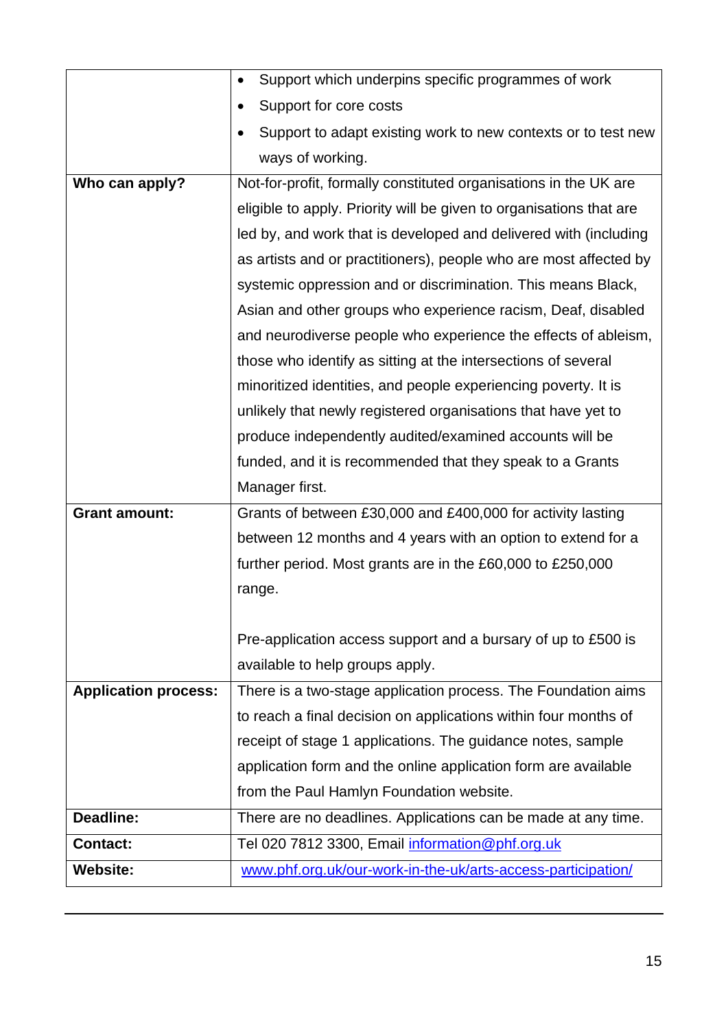| | |
|---|---|
| | • Support which underpins specific programmes of work<br>• Support for core costs<br>• Support to adapt existing work to new contexts or to test new ways of working. |
| **Who can apply?** | Not-for-profit, formally constituted organisations in the UK are eligible to apply. Priority will be given to organisations that are led by, and work that is developed and delivered with (including as artists and or practitioners), people who are most affected by systemic oppression and or discrimination. This means Black, Asian and other groups who experience racism, Deaf, disabled and neurodiverse people who experience the effects of ableism, those who identify as sitting at the intersections of several minoritized identities, and people experiencing poverty. It is unlikely that newly registered organisations that have yet to produce independently audited/examined accounts will be funded, and it is recommended that they speak to a Grants Manager first. |
| **Grant amount:** | Grants of between £30,000 and £400,000 for activity lasting between 12 months and 4 years with an option to extend for a further period. Most grants are in the £60,000 to £250,000 range.<br><br>Pre-application access support and a bursary of up to £500 is available to help groups apply. |
| **Application process:** | There is a two-stage application process. The Foundation aims to reach a final decision on applications within four months of receipt of stage 1 applications. The guidance notes, sample application form and the online application form are available from the Paul Hamlyn Foundation website. |
| **Deadline:** | There are no deadlines. Applications can be made at any time. |
| **Contact:** | Tel 020 7812 3300, Email information@phf.org.uk |
| **Website:** | www.phf.org.uk/our-work-in-the-uk/arts-access-participation/ |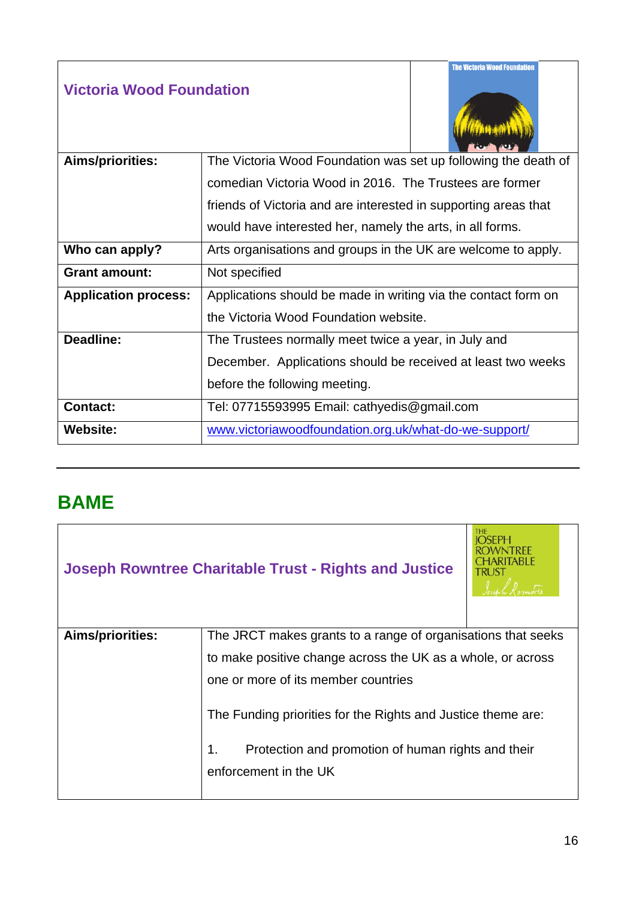| **Victoria Wood Foundation** | |
|---|---|
| **Aims/priorities:** | The Victoria Wood Foundation was set up following the death of comedian Victoria Wood in 2016. The Trustees are former friends of Victoria and are interested in supporting areas that would have interested her, namely the arts, in all forms. |
| **Who can apply?** | Arts organisations and groups in the UK are welcome to apply. |
| **Grant amount:** | Not specified |
| **Application process:** | Applications should be made in writing via the contact form on the Victoria Wood Foundation website. |
| **Deadline:** | The Trustees normally meet twice a year, in July and December. Applications should be received at least two weeks before the following meeting. |
| **Contact:** | Tel: 07715593995 Email: cathyedis@gmail.com |
| **Website:** | [www.victoriawoodfoundation.org.uk/what-do-we-support/](www.victoriawoodfoundation.org.uk/what-do-we-support/) |

## BAME

| **Joseph Rowntree Charitable Trust - Rights and Justice** | |
|---|---|
| **Aims/priorities:** | The JRCT makes grants to a range of organisations that seeks to make positive change across the UK as a whole, or across one or more of its member countries<br><br>The Funding priorities for the Rights and Justice theme are:<br><br>1. Protection and promotion of human rights and their enforcement in the UK |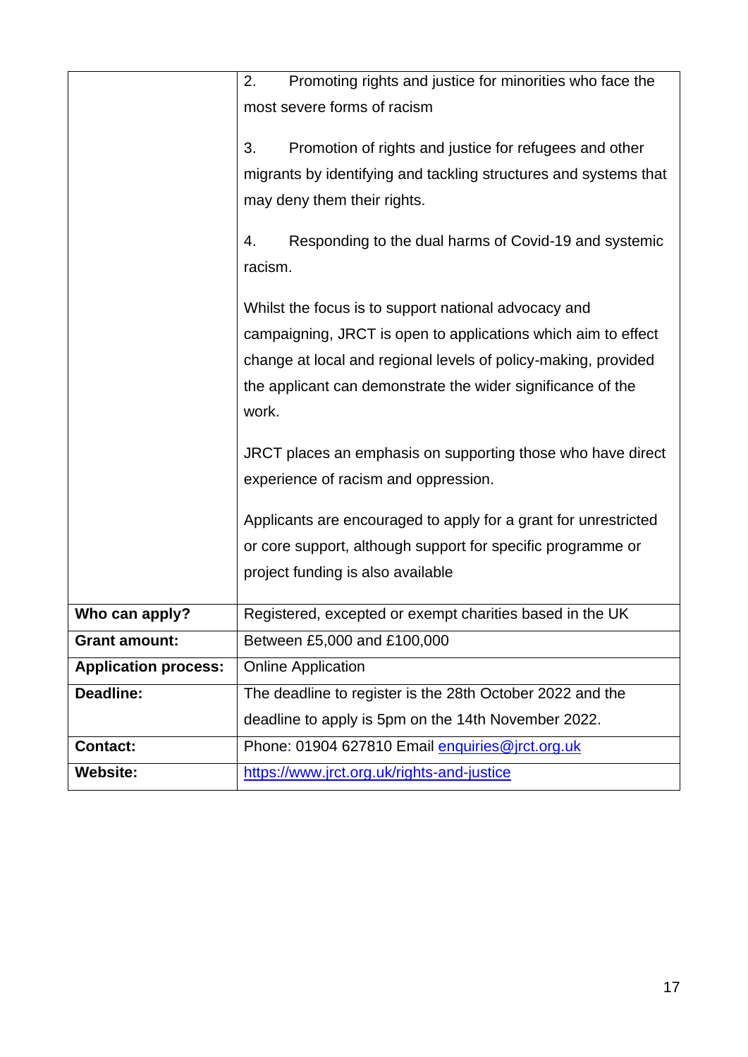| | |
|---|---|
| | 2. Promoting rights and justice for minorities who face the most severe forms of racism<br><br>3. Promotion of rights and justice for refugees and other migrants by identifying and tackling structures and systems that may deny them their rights.<br><br>4. Responding to the dual harms of Covid-19 and systemic racism.<br><br>Whilst the focus is to support national advocacy and campaigning, JRCT is open to applications which aim to effect change at local and regional levels of policy-making, provided the applicant can demonstrate the wider significance of the work.<br><br>JRCT places an emphasis on supporting those who have direct experience of racism and oppression.<br><br>Applicants are encouraged to apply for a grant for unrestricted or core support, although support for specific programme or project funding is also available |
| **Who can apply?** | Registered, excepted or exempt charities based in the UK |
| **Grant amount:** | Between £5,000 and £100,000 |
| **Application process:** | Online Application |
| **Deadline:** | The deadline to register is the 28th October 2022 and the deadline to apply is 5pm on the 14th November 2022. |
| **Contact:** | Phone: 01904 627810 Email [enquiries@jrct.org.uk](mailto:enquiries@jrct.org.uk) |
| **Website:** | [https://www.jrct.org.uk/rights-and-justice](https://www.jrct.org.uk/rights-and-justice) |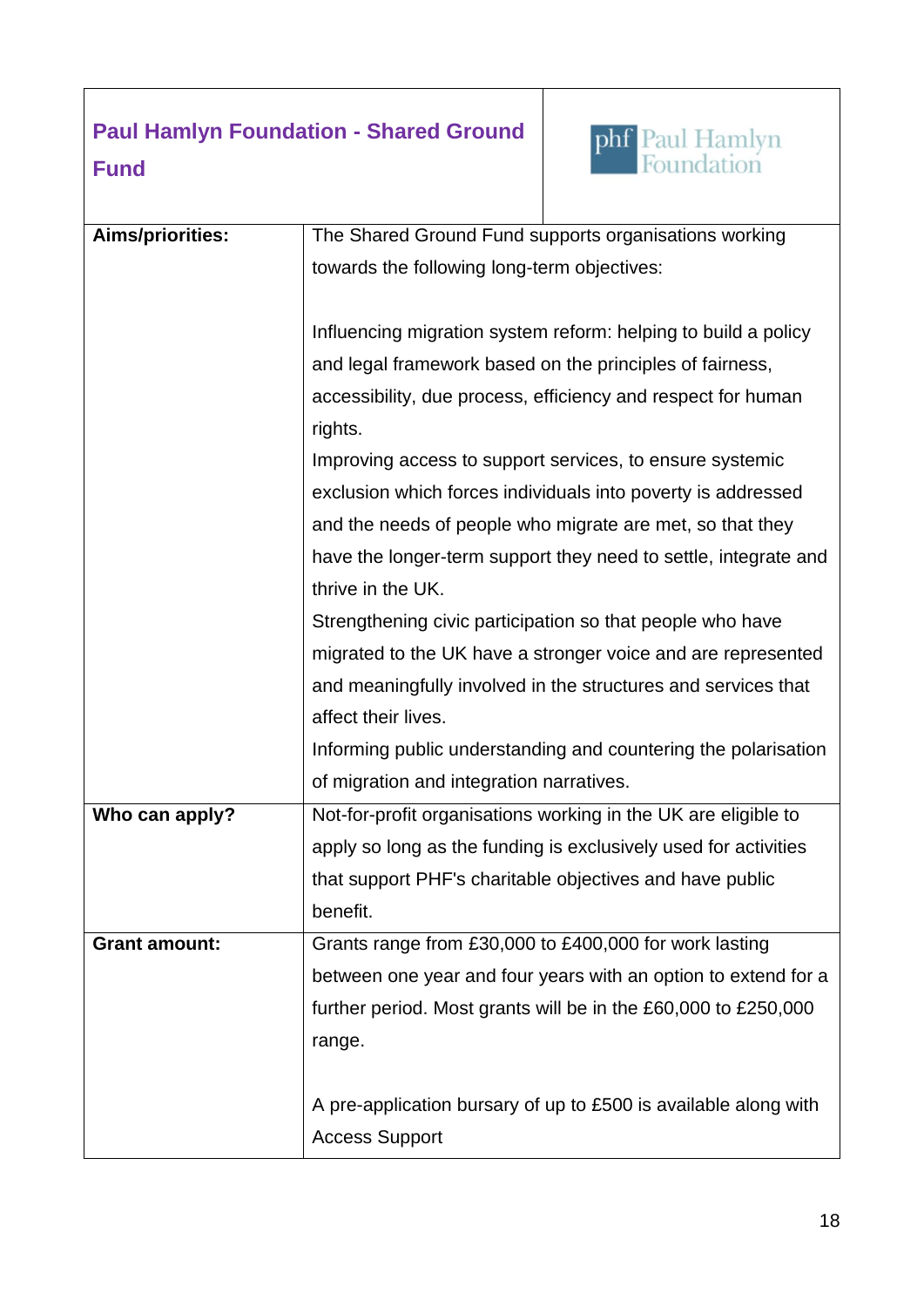## Paul Hamlyn Foundation - Shared Ground Fund

| | |
|---|---|
| **Aims/priorities:** | The Shared Ground Fund supports organisations working towards the following long-term objectives:<br><br>Influencing migration system reform: helping to build a policy and legal framework based on the principles of fairness, accessibility, due process, efficiency and respect for human rights.<br>Improving access to support services, to ensure systemic exclusion which forces individuals into poverty is addressed and the needs of people who migrate are met, so that they have the longer-term support they need to settle, integrate and thrive in the UK.<br>Strengthening civic participation so that people who have migrated to the UK have a stronger voice and are represented and meaningfully involved in the structures and services that affect their lives.<br>Informing public understanding and countering the polarisation of migration and integration narratives. |
| **Who can apply?** | Not-for-profit organisations working in the UK are eligible to apply so long as the funding is exclusively used for activities that support PHF's charitable objectives and have public benefit. |
| **Grant amount:** | Grants range from £30,000 to £400,000 for work lasting between one year and four years with an option to extend for a further period. Most grants will be in the £60,000 to £250,000 range.<br><br>A pre-application bursary of up to £500 is available along with Access Support |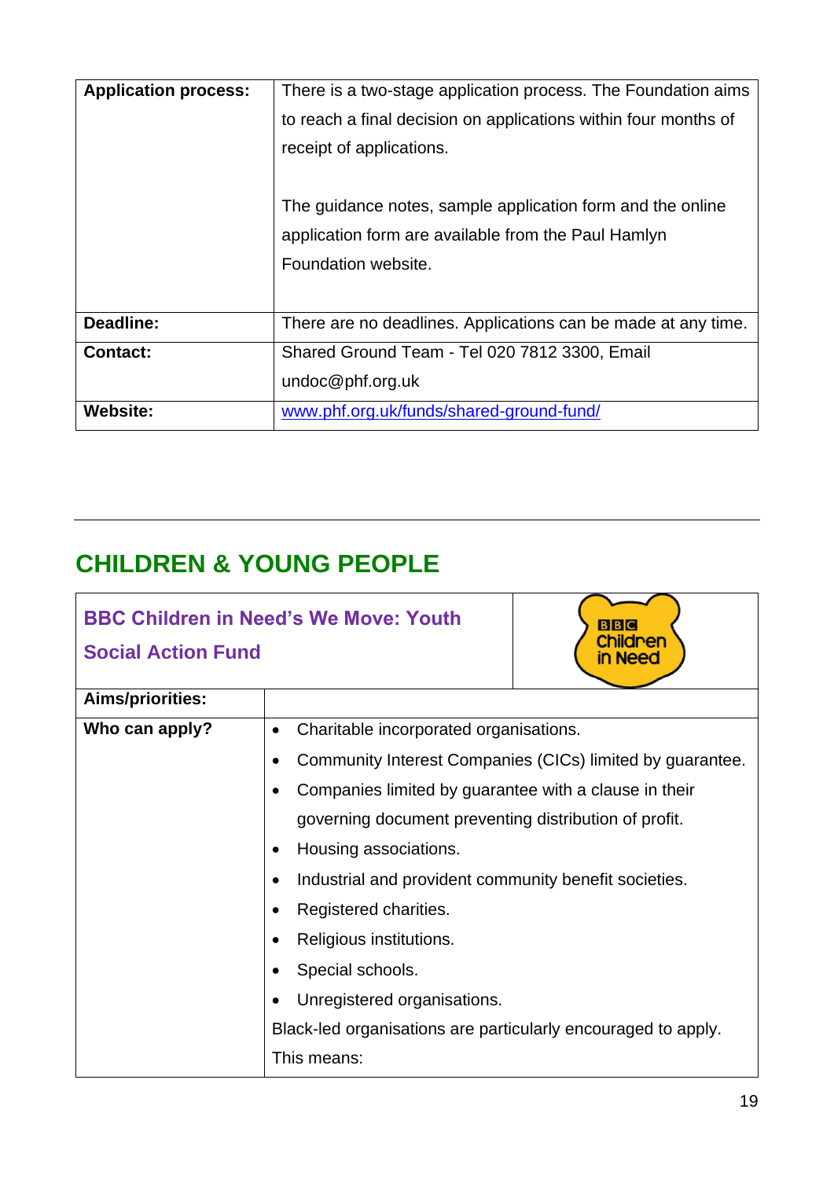| Application process: | There is a two-stage application process. The Foundation aims to reach a final decision on applications within four months of receipt of applications.<br><br>The guidance notes, sample application form and the online application form are available from the Paul Hamlyn Foundation website. |
|---|---|
| Deadline: | There are no deadlines. Applications can be made at any time. |
| Contact: | Shared Ground Team - Tel 020 7812 3300, Email undoc@phf.org.uk |
| Website: | [www.phf.org.uk/funds/shared-ground-fund/](www.phf.org.uk/funds/shared-ground-fund/) |

---

## CHILDREN & YOUNG PEOPLE

### BBC Children in Need's We Move: Youth Social Action Fund

| | |
|---|---|
| **Aims/priorities:** | |
| **Who can apply?** | • Charitable incorporated organisations.<br>• Community Interest Companies (CICs) limited by guarantee.<br>• Companies limited by guarantee with a clause in their governing document preventing distribution of profit.<br>• Housing associations.<br>• Industrial and provident community benefit societies.<br>• Registered charities.<br>• Religious institutions.<br>• Special schools.<br>• Unregistered organisations.<br>Black-led organisations are particularly encouraged to apply. This means: |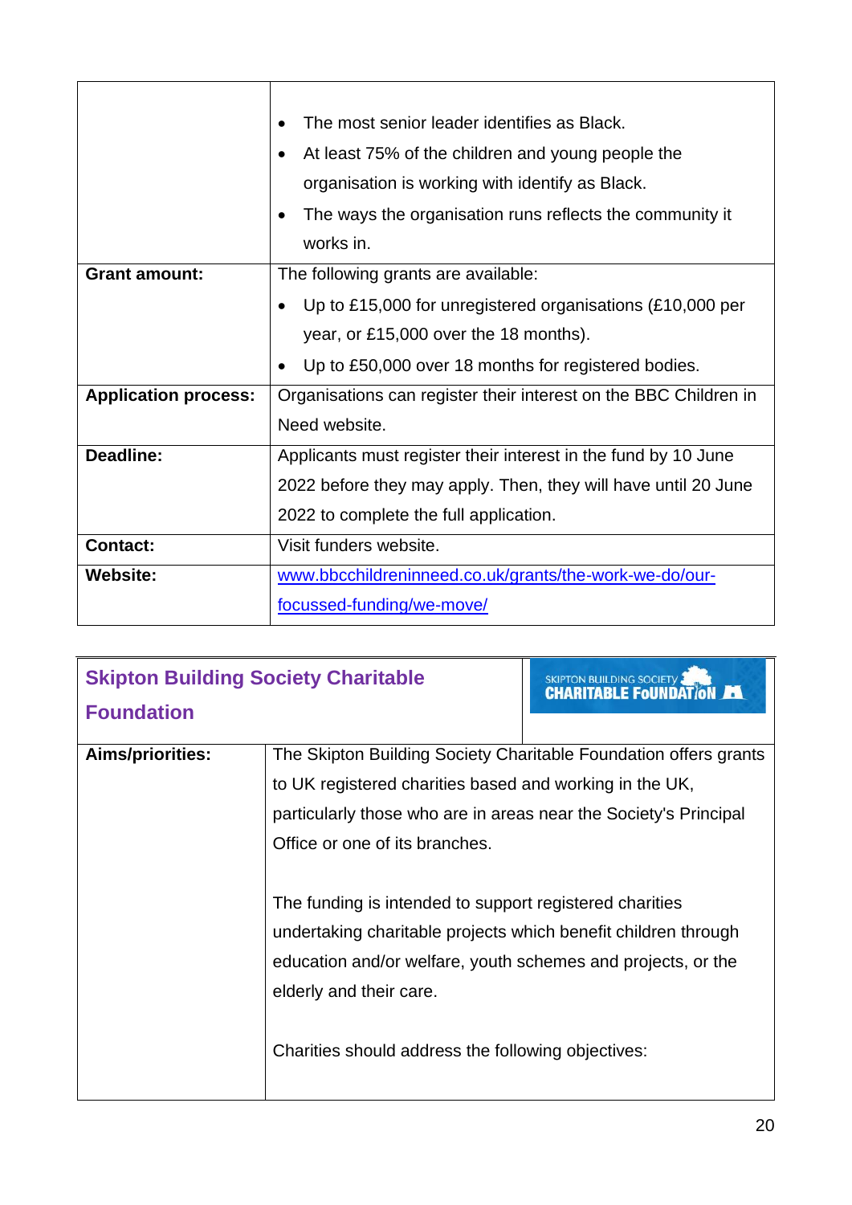| | |
|---|---|
| | • The most senior leader identifies as Black.<br>• At least 75% of the children and young people the organisation is working with identify as Black.<br>• The ways the organisation runs reflects the community it works in. |
| **Grant amount:** | The following grants are available:<br>• Up to £15,000 for unregistered organisations (£10,000 per year, or £15,000 over the 18 months).<br>• Up to £50,000 over 18 months for registered bodies. |
| **Application process:** | Organisations can register their interest on the BBC Children in Need website. |
| **Deadline:** | Applicants must register their interest in the fund by 10 June 2022 before they may apply. Then, they will have until 20 June 2022 to complete the full application. |
| **Contact:** | Visit funders website. |
| **Website:** | www.bbcchildreninneed.co.uk/grants/the-work-we-do/our-focussed-funding/we-move/ |

## Skipton Building Society Charitable Foundation

| | |
|---|---|
| **Aims/priorities:** | The Skipton Building Society Charitable Foundation offers grants to UK registered charities based and working in the UK, particularly those who are in areas near the Society's Principal Office or one of its branches.<br><br>The funding is intended to support registered charities undertaking charitable projects which benefit children through education and/or welfare, youth schemes and projects, or the elderly and their care.<br><br>Charities should address the following objectives: |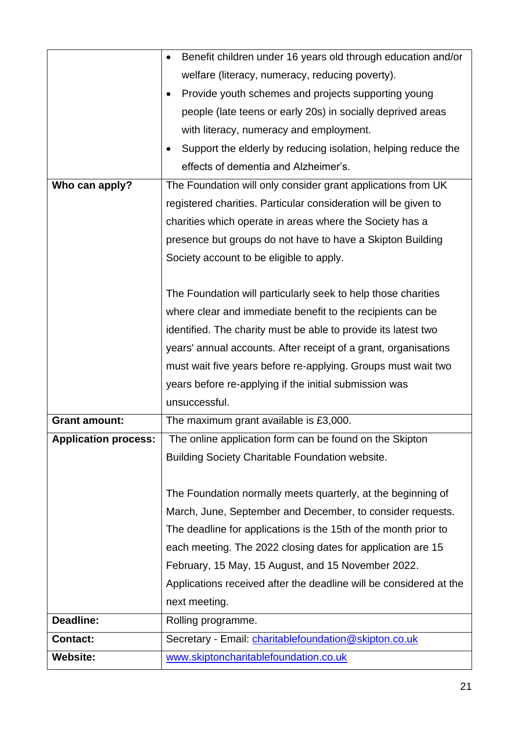| | |
|---|---|
| | • Benefit children under 16 years old through education and/or welfare (literacy, numeracy, reducing poverty).<br>• Provide youth schemes and projects supporting young people (late teens or early 20s) in socially deprived areas with literacy, numeracy and employment.<br>• Support the elderly by reducing isolation, helping reduce the effects of dementia and Alzheimer's. |
| **Who can apply?** | The Foundation will only consider grant applications from UK registered charities. Particular consideration will be given to charities which operate in areas where the Society has a presence but groups do not have to have a Skipton Building Society account to be eligible to apply.<br><br>The Foundation will particularly seek to help those charities where clear and immediate benefit to the recipients can be identified. The charity must be able to provide its latest two years' annual accounts. After receipt of a grant, organisations must wait five years before re-applying. Groups must wait two years before re-applying if the initial submission was unsuccessful. |
| **Grant amount:** | The maximum grant available is £3,000. |
| **Application process:** | The online application form can be found on the Skipton Building Society Charitable Foundation website.<br><br>The Foundation normally meets quarterly, at the beginning of March, June, September and December, to consider requests. The deadline for applications is the 15th of the month prior to each meeting. The 2022 closing dates for application are 15 February, 15 May, 15 August, and 15 November 2022. Applications received after the deadline will be considered at the next meeting. |
| **Deadline:** | Rolling programme. |
| **Contact:** | Secretary - Email: charitablefoundation@skipton.co.uk |
| **Website:** | www.skiptoncharitablefoundation.co.uk |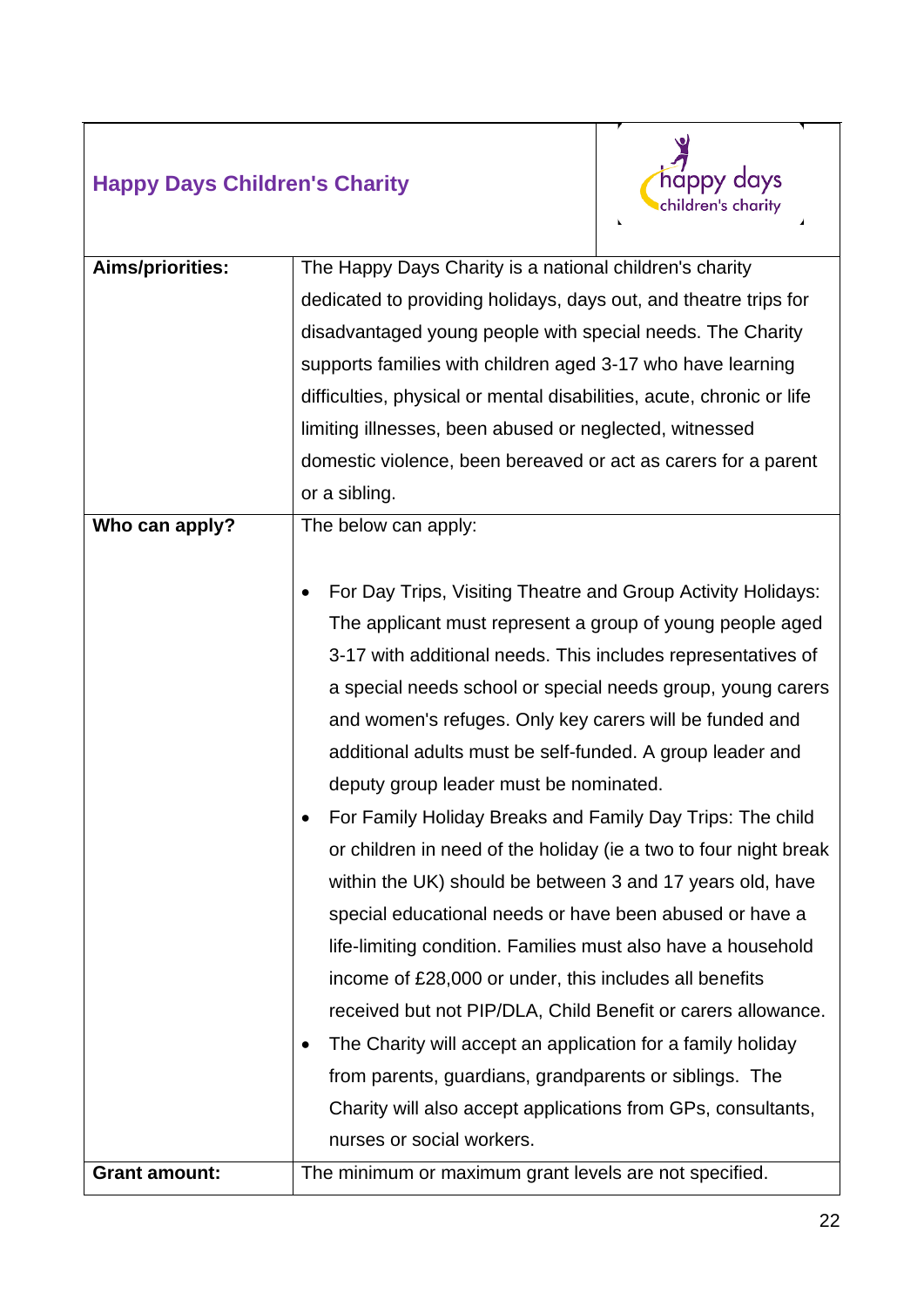## Happy Days Children's Charity

| | |
|---|---|
| **Aims/priorities:** | The Happy Days Charity is a national children's charity dedicated to providing holidays, days out, and theatre trips for disadvantaged young people with special needs. The Charity supports families with children aged 3-17 who have learning difficulties, physical or mental disabilities, acute, chronic or life limiting illnesses, been abused or neglected, witnessed domestic violence, been bereaved or act as carers for a parent or a sibling. |
| **Who can apply?** | The below can apply:<br><br>• For Day Trips, Visiting Theatre and Group Activity Holidays: The applicant must represent a group of young people aged 3-17 with additional needs. This includes representatives of a special needs school or special needs group, young carers and women's refuges. Only key carers will be funded and additional adults must be self-funded. A group leader and deputy group leader must be nominated.<br>• For Family Holiday Breaks and Family Day Trips: The child or children in need of the holiday (ie a two to four night break within the UK) should be between 3 and 17 years old, have special educational needs or have been abused or have a life-limiting condition. Families must also have a household income of £28,000 or under, this includes all benefits received but not PIP/DLA, Child Benefit or carers allowance.<br>• The Charity will accept an application for a family holiday from parents, guardians, grandparents or siblings. The Charity will also accept applications from GPs, consultants, nurses or social workers. |
| **Grant amount:** | The minimum or maximum grant levels are not specified. |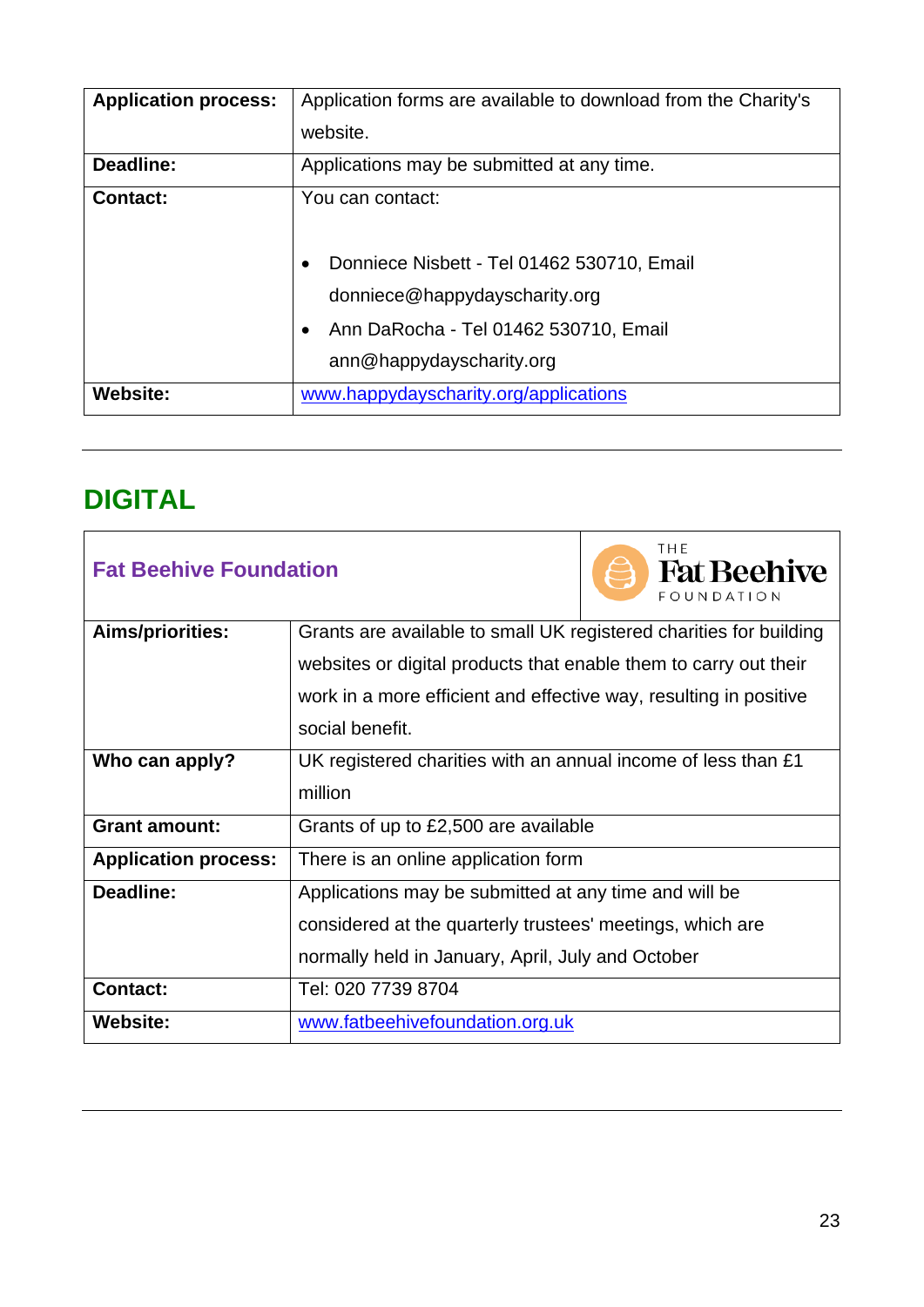| Application process: | Application forms are available to download from the Charity's website. |
|---|---|
| Deadline: | Applications may be submitted at any time. |
| Contact: | You can contact:<br><br>• Donniece Nisbett - Tel 01462 530710, Email donniece@happydayscharity.org<br>• Ann DaRocha - Tel 01462 530710, Email ann@happydayscharity.org |
| Website: | www.happydayscharity.org/applications |

---

## DIGITAL

| Fat Beehive Foundation | |
|---|---|
| Aims/priorities: | Grants are available to small UK registered charities for building websites or digital products that enable them to carry out their work in a more efficient and effective way, resulting in positive social benefit. |
| Who can apply? | UK registered charities with an annual income of less than £1 million |
| Grant amount: | Grants of up to £2,500 are available |
| Application process: | There is an online application form |
| Deadline: | Applications may be submitted at any time and will be considered at the quarterly trustees' meetings, which are normally held in January, April, July and October |
| Contact: | Tel: 020 7739 8704 |
| Website: | www.fatbeehivefoundation.org.uk |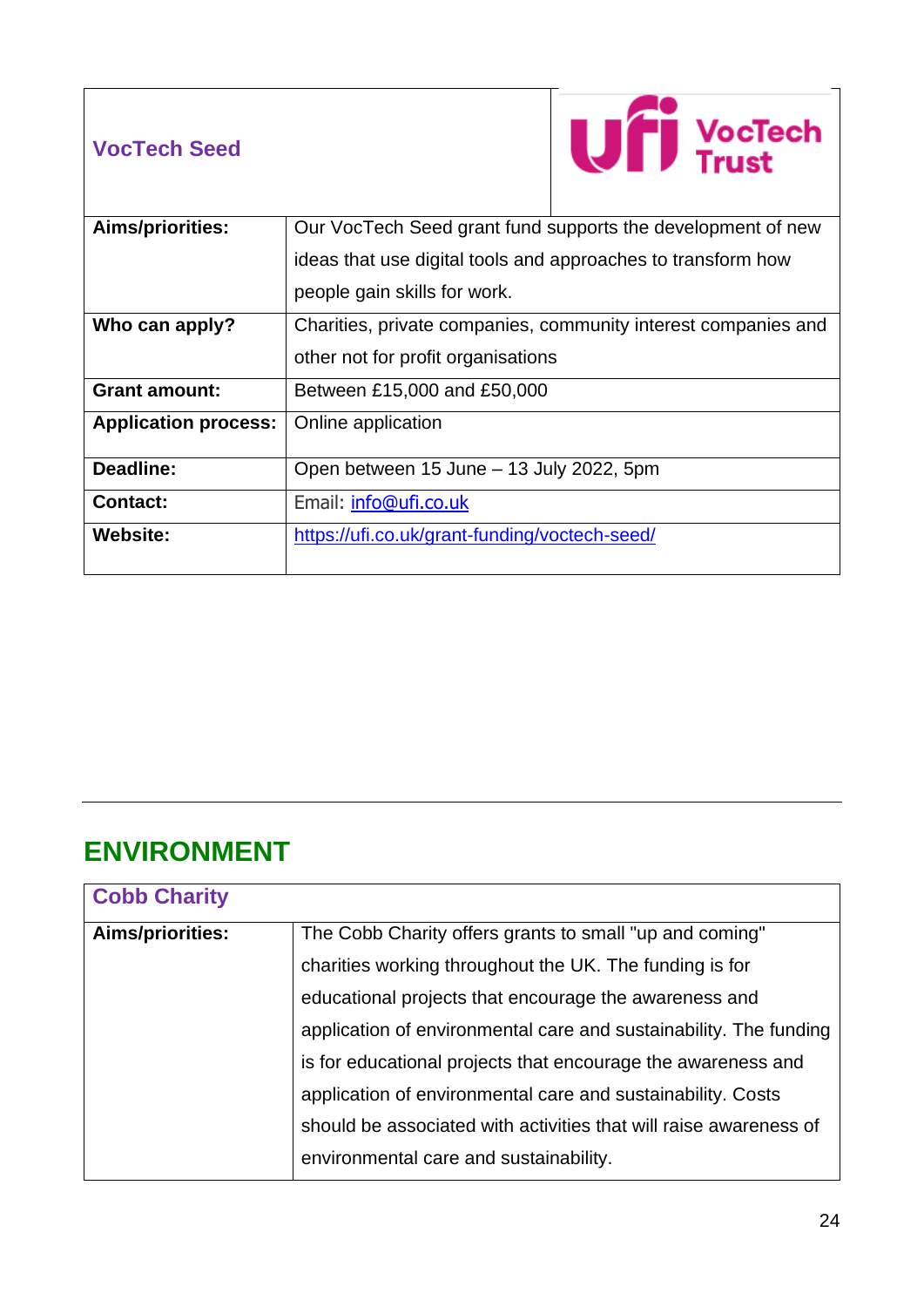| VocTech Seed | |
|---|---|
| **Aims/priorities:** | Our VocTech Seed grant fund supports the development of new ideas that use digital tools and approaches to transform how people gain skills for work. |
| **Who can apply?** | Charities, private companies, community interest companies and other not for profit organisations |
| **Grant amount:** | Between £15,000 and £50,000 |
| **Application process:** | Online application |
| **Deadline:** | Open between 15 June – 13 July 2022, 5pm |
| **Contact:** | Email: info@ufi.co.uk |
| **Website:** | https://ufi.co.uk/grant-funding/voctech-seed/ |

## ENVIRONMENT

| Cobb Charity | |
|---|---|
| **Aims/priorities:** | The Cobb Charity offers grants to small "up and coming" charities working throughout the UK. The funding is for educational projects that encourage the awareness and application of environmental care and sustainability. The funding is for educational projects that encourage the awareness and application of environmental care and sustainability. Costs should be associated with activities that will raise awareness of environmental care and sustainability. |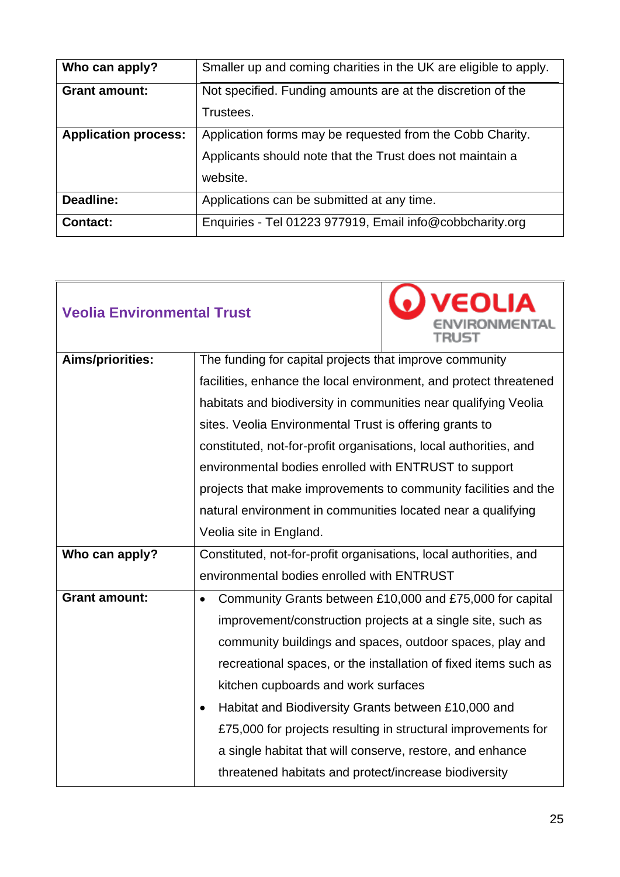| Who can apply? | Smaller up and coming charities in the UK are eligible to apply. |
|---|---|
| Grant amount: | Not specified. Funding amounts are at the discretion of the Trustees. |
| Application process: | Application forms may be requested from the Cobb Charity. Applicants should note that the Trust does not maintain a website. |
| Deadline: | Applications can be submitted at any time. |
| Contact: | Enquiries - Tel 01223 977919, Email info@cobbcharity.org |

## Veolia Environmental Trust

| Aims/priorities: | The funding for capital projects that improve community facilities, enhance the local environment, and protect threatened habitats and biodiversity in communities near qualifying Veolia sites. Veolia Environmental Trust is offering grants to constituted, not-for-profit organisations, local authorities, and environmental bodies enrolled with ENTRUST to support projects that make improvements to community facilities and the natural environment in communities located near a qualifying Veolia site in England. |
|---|---|
| Who can apply? | Constituted, not-for-profit organisations, local authorities, and environmental bodies enrolled with ENTRUST |
| Grant amount: | • Community Grants between £10,000 and £75,000 for capital improvement/construction projects at a single site, such as community buildings and spaces, outdoor spaces, play and recreational spaces, or the installation of fixed items such as kitchen cupboards and work surfaces<br>• Habitat and Biodiversity Grants between £10,000 and £75,000 for projects resulting in structural improvements for a single habitat that will conserve, restore, and enhance threatened habitats and protect/increase biodiversity |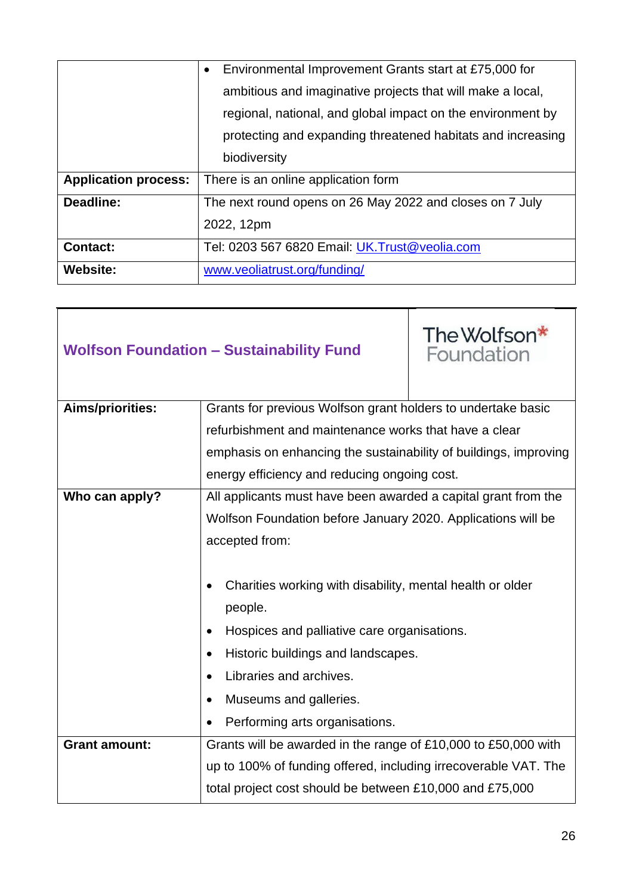| | |
|---|---|
| | • Environmental Improvement Grants start at £75,000 for ambitious and imaginative projects that will make a local, regional, national, and global impact on the environment by protecting and expanding threatened habitats and increasing biodiversity |
| **Application process:** | There is an online application form |
| **Deadline:** | The next round opens on 26 May 2022 and closes on 7 July 2022, 12pm |
| **Contact:** | Tel: 0203 567 6820 Email: UK.Trust@veolia.com |
| **Website:** | www.veoliatrust.org/funding/ |

## Wolfson Foundation – Sustainability Fund

The Wolfson Foundation

| | |
|---|---|
| **Aims/priorities:** | Grants for previous Wolfson grant holders to undertake basic refurbishment and maintenance works that have a clear emphasis on enhancing the sustainability of buildings, improving energy efficiency and reducing ongoing cost. |
| **Who can apply?** | All applicants must have been awarded a capital grant from the Wolfson Foundation before January 2020. Applications will be accepted from:<br><br>• Charities working with disability, mental health or older people.<br>• Hospices and palliative care organisations.<br>• Historic buildings and landscapes.<br>• Libraries and archives.<br>• Museums and galleries.<br>• Performing arts organisations. |
| **Grant amount:** | Grants will be awarded in the range of £10,000 to £50,000 with up to 100% of funding offered, including irrecoverable VAT. The total project cost should be between £10,000 and £75,000 |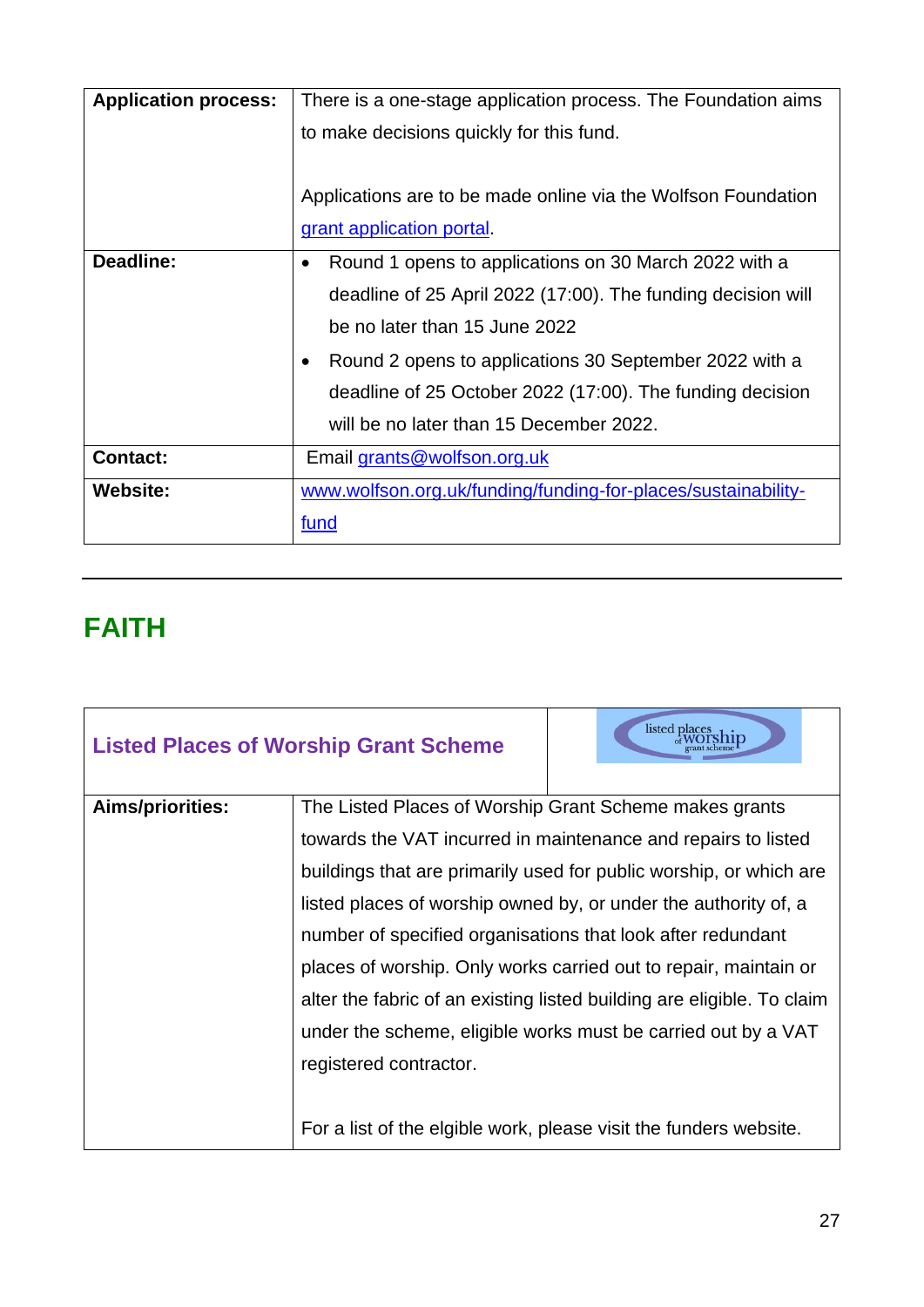| | |
|---|---|
| **Application process:** | There is a one-stage application process. The Foundation aims to make decisions quickly for this fund.<br><br>Applications are to be made online via the Wolfson Foundation grant application portal. |
| **Deadline:** | • Round 1 opens to applications on 30 March 2022 with a deadline of 25 April 2022 (17:00). The funding decision will be no later than 15 June 2022<br>• Round 2 opens to applications 30 September 2022 with a deadline of 25 October 2022 (17:00). The funding decision will be no later than 15 December 2022. |
| **Contact:** | Email grants@wolfson.org.uk |
| **Website:** | www.wolfson.org.uk/funding/funding-for-places/sustainability-fund |

---

## FAITH

| **Listed Places of Worship Grant Scheme** | listed places of worship grant scheme |
|---|---|
| **Aims/priorities:** | The Listed Places of Worship Grant Scheme makes grants towards the VAT incurred in maintenance and repairs to listed buildings that are primarily used for public worship, or which are listed places of worship owned by, or under the authority of, a number of specified organisations that look after redundant places of worship. Only works carried out to repair, maintain or alter the fabric of an existing listed building are eligible. To claim under the scheme, eligible works must be carried out by a VAT registered contractor.<br><br>For a list of the elgible work, please visit the funders website. |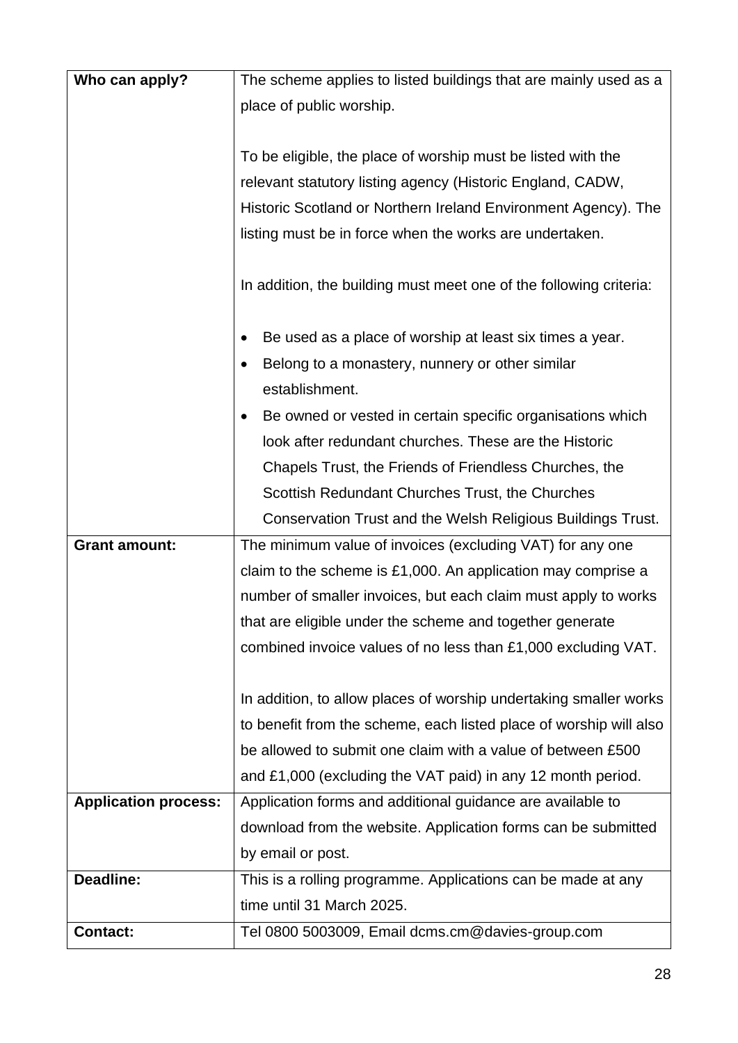| | |
|---|---|
| **Who can apply?** | The scheme applies to listed buildings that are mainly used as a place of public worship.<br><br>To be eligible, the place of worship must be listed with the relevant statutory listing agency (Historic England, CADW, Historic Scotland or Northern Ireland Environment Agency). The listing must be in force when the works are undertaken.<br><br>In addition, the building must meet one of the following criteria:<br><br>• Be used as a place of worship at least six times a year.<br>• Belong to a monastery, nunnery or other similar establishment.<br>• Be owned or vested in certain specific organisations which look after redundant churches. These are the Historic Chapels Trust, the Friends of Friendless Churches, the Scottish Redundant Churches Trust, the Churches Conservation Trust and the Welsh Religious Buildings Trust. |
| **Grant amount:** | The minimum value of invoices (excluding VAT) for any one claim to the scheme is £1,000. An application may comprise a number of smaller invoices, but each claim must apply to works that are eligible under the scheme and together generate combined invoice values of no less than £1,000 excluding VAT.<br><br>In addition, to allow places of worship undertaking smaller works to benefit from the scheme, each listed place of worship will also be allowed to submit one claim with a value of between £500 and £1,000 (excluding the VAT paid) in any 12 month period. |
| **Application process:** | Application forms and additional guidance are available to download from the website. Application forms can be submitted by email or post. |
| **Deadline:** | This is a rolling programme. Applications can be made at any time until 31 March 2025. |
| **Contact:** | Tel 0800 5003009, Email dcms.cm@davies-group.com |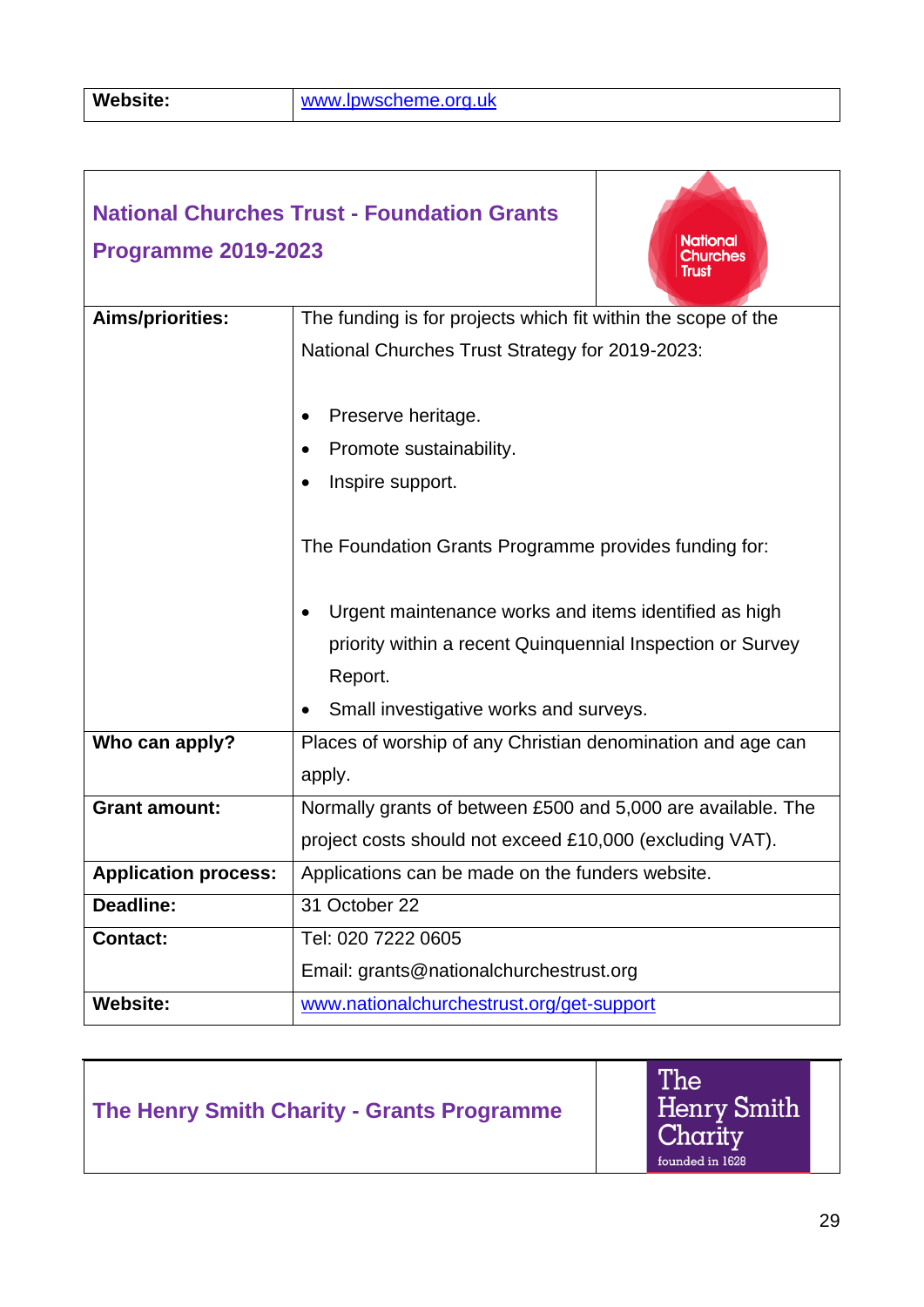| Website: | [www.lpwscheme.org.uk](http://www.lpwscheme.org.uk) |
|---|---|

## National Churches Trust - Foundation Grants Programme 2019-2023

| | |
|---|---|
| **Aims/priorities:** | The funding is for projects which fit within the scope of the National Churches Trust Strategy for 2019-2023:<br><br>• Preserve heritage.<br>• Promote sustainability.<br>• Inspire support.<br><br>The Foundation Grants Programme provides funding for:<br><br>• Urgent maintenance works and items identified as high priority within a recent Quinquennial Inspection or Survey Report.<br>• Small investigative works and surveys. |
| **Who can apply?** | Places of worship of any Christian denomination and age can apply. |
| **Grant amount:** | Normally grants of between £500 and 5,000 are available. The project costs should not exceed £10,000 (excluding VAT). |
| **Application process:** | Applications can be made on the funders website. |
| **Deadline:** | 31 October 22 |
| **Contact:** | Tel: 020 7222 0605<br>Email: grants@nationalchurchestrust.org |
| **Website:** | [www.nationalchurchestrust.org/get-support](http://www.nationalchurchestrust.org/get-support) |

## The Henry Smith Charity - Grants Programme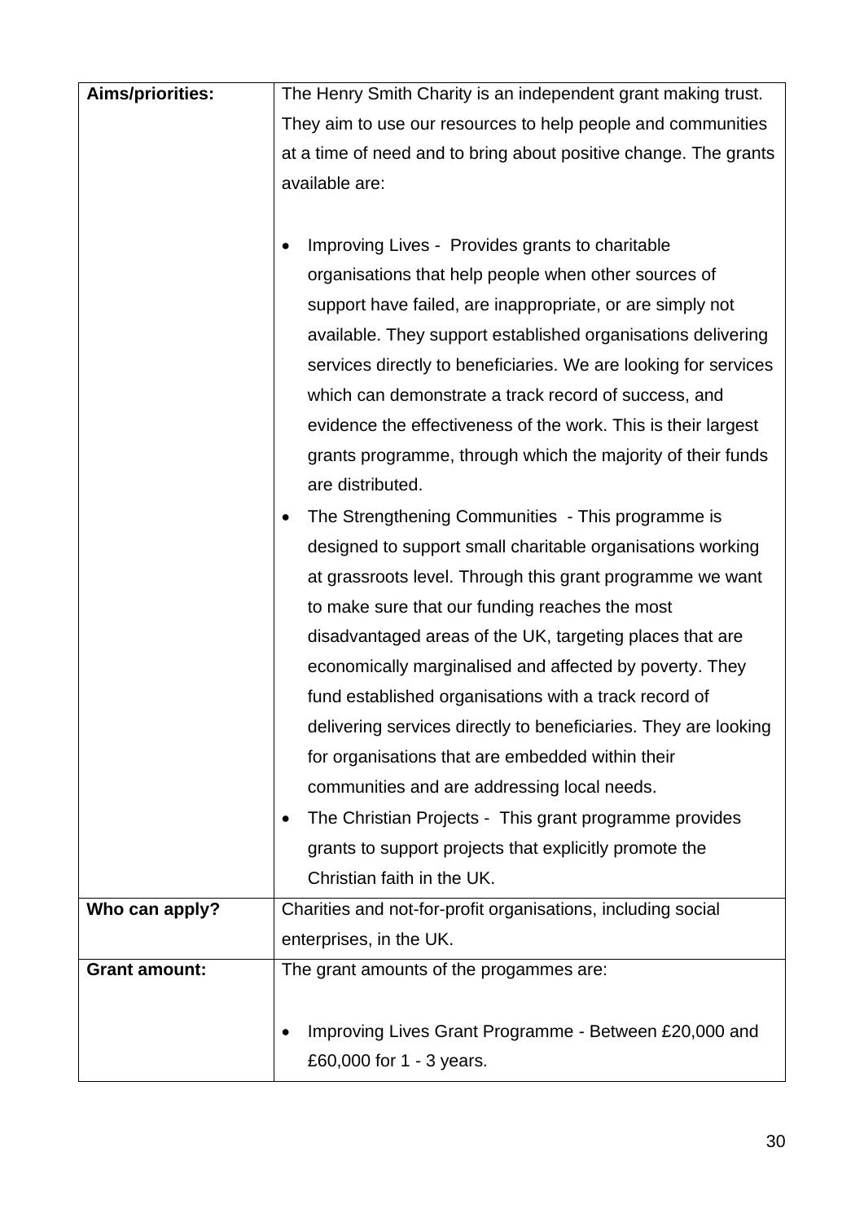| | |
|---|---|
| **Aims/priorities:** | The Henry Smith Charity is an independent grant making trust. They aim to use our resources to help people and communities at a time of need and to bring about positive change. The grants available are:<br><br>• Improving Lives - Provides grants to charitable organisations that help people when other sources of support have failed, are inappropriate, or are simply not available. They support established organisations delivering services directly to beneficiaries. We are looking for services which can demonstrate a track record of success, and evidence the effectiveness of the work. This is their largest grants programme, through which the majority of their funds are distributed.<br>• The Strengthening Communities - This programme is designed to support small charitable organisations working at grassroots level. Through this grant programme we want to make sure that our funding reaches the most disadvantaged areas of the UK, targeting places that are economically marginalised and affected by poverty. They fund established organisations with a track record of delivering services directly to beneficiaries. They are looking for organisations that are embedded within their communities and are addressing local needs.<br>• The Christian Projects - This grant programme provides grants to support projects that explicitly promote the Christian faith in the UK. |
| **Who can apply?** | Charities and not-for-profit organisations, including social enterprises, in the UK. |
| **Grant amount:** | The grant amounts of the progammes are:<br><br>• Improving Lives Grant Programme - Between £20,000 and £60,000 for 1 - 3 years. |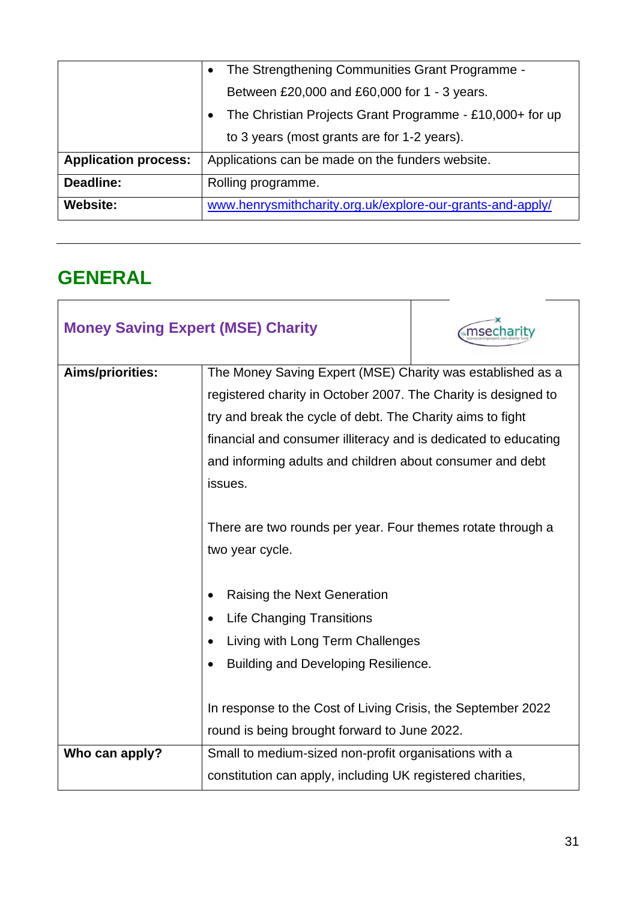| | |
|---|---|
| | • The Strengthening Communities Grant Programme - Between £20,000 and £60,000 for 1 - 3 years.<br>• The Christian Projects Grant Programme - £10,000+ for up to 3 years (most grants are for 1-2 years). |
| **Application process:** | Applications can be made on the funders website. |
| **Deadline:** | Rolling programme. |
| **Website:** | www.henrysmithcharity.org.uk/explore-our-grants-and-apply/ |

---

## GENERAL

| **Money Saving Expert (MSE) Charity** | |
|---|---|
| **Aims/priorities:** | The Money Saving Expert (MSE) Charity was established as a registered charity in October 2007. The Charity is designed to try and break the cycle of debt. The Charity aims to fight financial and consumer illiteracy and is dedicated to educating and informing adults and children about consumer and debt issues.<br><br>There are two rounds per year. Four themes rotate through a two year cycle.<br><br>• Raising the Next Generation<br>• Life Changing Transitions<br>• Living with Long Term Challenges<br>• Building and Developing Resilience.<br><br>In response to the Cost of Living Crisis, the September 2022 round is being brought forward to June 2022. |
| **Who can apply?** | Small to medium-sized non-profit organisations with a constitution can apply, including UK registered charities, |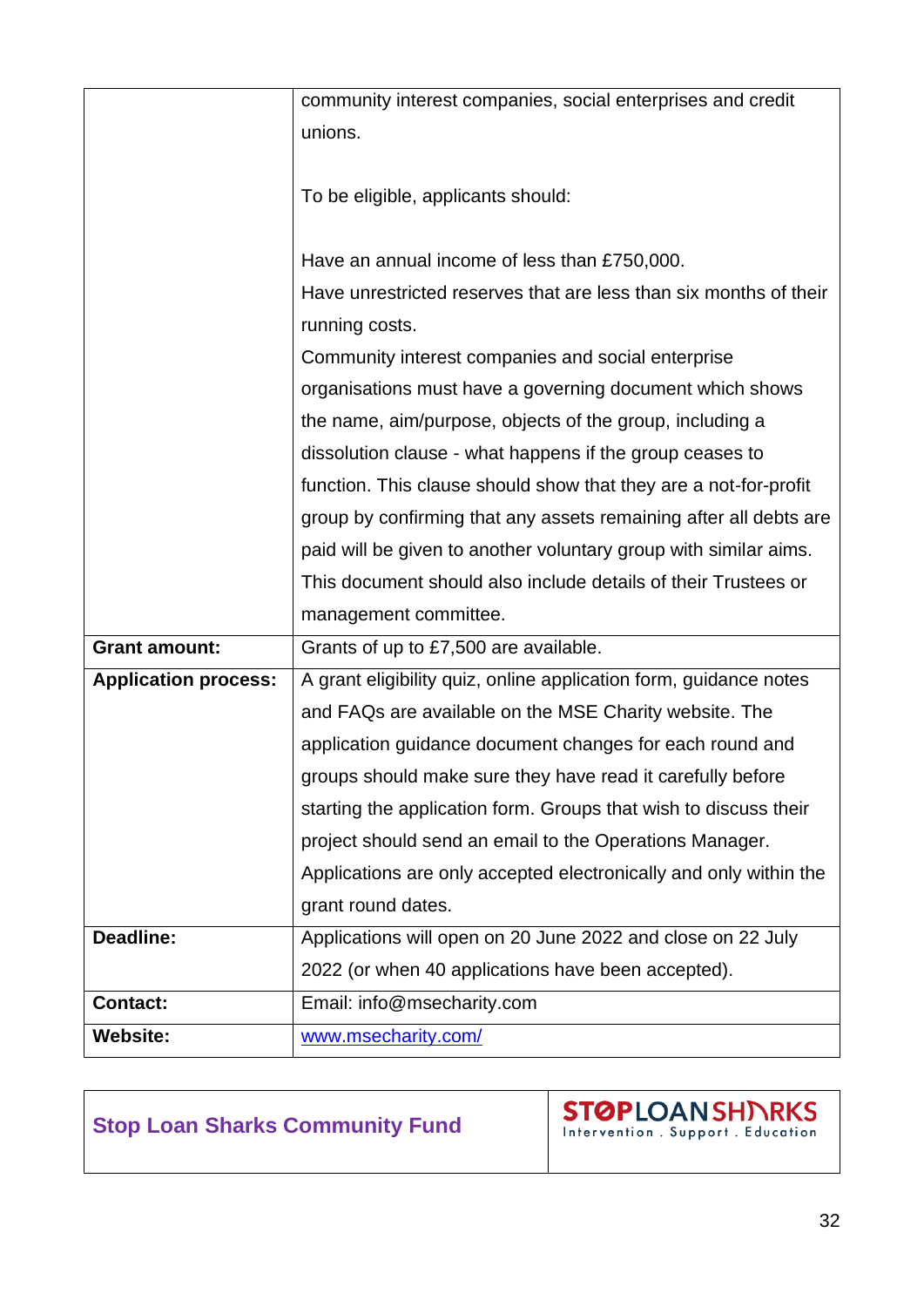| | |
|---|---|
| | community interest companies, social enterprises and credit unions.<br><br>To be eligible, applicants should:<br><br>Have an annual income of less than £750,000.<br>Have unrestricted reserves that are less than six months of their running costs.<br>Community interest companies and social enterprise organisations must have a governing document which shows the name, aim/purpose, objects of the group, including a dissolution clause - what happens if the group ceases to function. This clause should show that they are a not-for-profit group by confirming that any assets remaining after all debts are paid will be given to another voluntary group with similar aims. This document should also include details of their Trustees or management committee. |
| **Grant amount:** | Grants of up to £7,500 are available. |
| **Application process:** | A grant eligibility quiz, online application form, guidance notes and FAQs are available on the MSE Charity website. The application guidance document changes for each round and groups should make sure they have read it carefully before starting the application form. Groups that wish to discuss their project should send an email to the Operations Manager. Applications are only accepted electronically and only within the grant round dates. |
| **Deadline:** | Applications will open on 20 June 2022 and close on 22 July 2022 (or when 40 applications have been accepted). |
| **Contact:** | Email: info@msecharity.com |
| **Website:** | [www.msecharity.com/](http://www.msecharity.com/) |

| **Stop Loan Sharks Community Fund** | STOP LOAN SHARKS Intervention . Support . Education |
|---|---|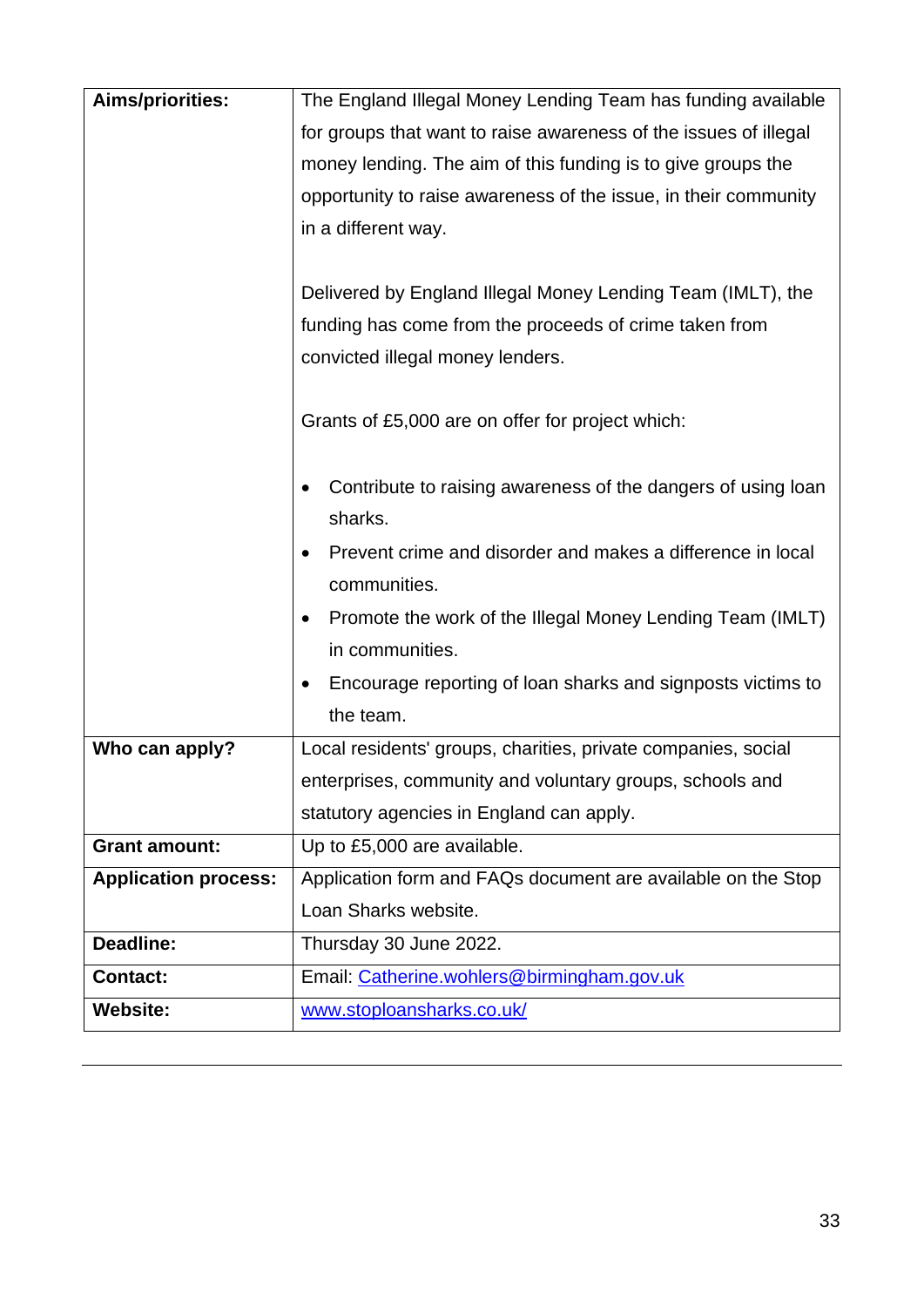| **Aims/priorities:** | The England Illegal Money Lending Team has funding available for groups that want to raise awareness of the issues of illegal money lending. The aim of this funding is to give groups the opportunity to raise awareness of the issue, in their community in a different way.<br><br>Delivered by England Illegal Money Lending Team (IMLT), the funding has come from the proceeds of crime taken from convicted illegal money lenders.<br><br>Grants of £5,000 are on offer for project which:<br><br>• Contribute to raising awareness of the dangers of using loan sharks.<br>• Prevent crime and disorder and makes a difference in local communities.<br>• Promote the work of the Illegal Money Lending Team (IMLT) in communities.<br>• Encourage reporting of loan sharks and signposts victims to the team. |
|---|---|
| **Who can apply?** | Local residents' groups, charities, private companies, social enterprises, community and voluntary groups, schools and statutory agencies in England can apply. |
| **Grant amount:** | Up to £5,000 are available. |
| **Application process:** | Application form and FAQs document are available on the Stop Loan Sharks website. |
| **Deadline:** | Thursday 30 June 2022. |
| **Contact:** | Email: Catherine.wohlers@birmingham.gov.uk |
| **Website:** | www.stoploansharks.co.uk/ |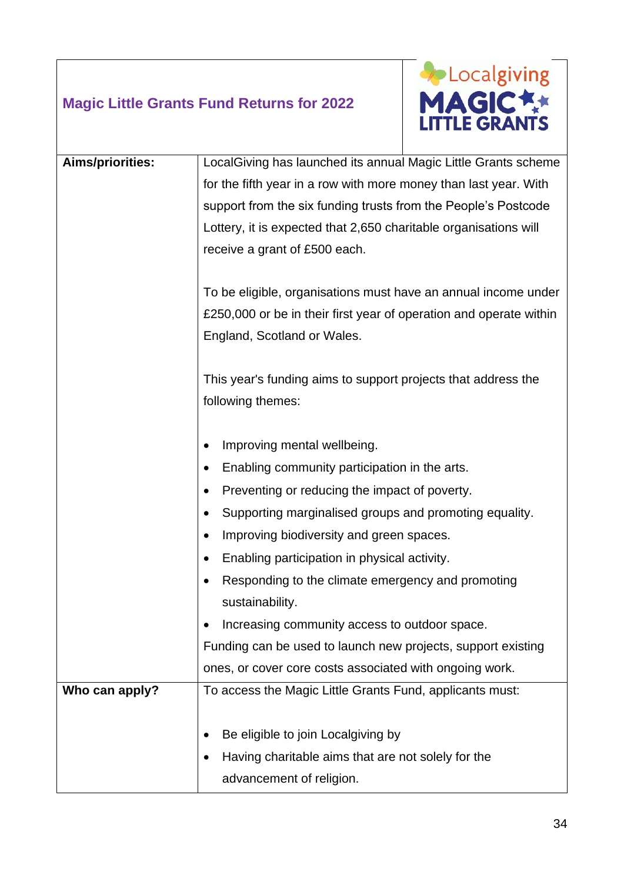## Magic Little Grants Fund Returns for 2022

| | |
|---|---|
| **Aims/priorities:** | LocalGiving has launched its annual Magic Little Grants scheme for the fifth year in a row with more money than last year. With support from the six funding trusts from the People's Postcode Lottery, it is expected that 2,650 charitable organisations will receive a grant of £500 each.<br><br>To be eligible, organisations must have an annual income under £250,000 or be in their first year of operation and operate within England, Scotland or Wales.<br><br>This year's funding aims to support projects that address the following themes:<br><br>• Improving mental wellbeing.<br>• Enabling community participation in the arts.<br>• Preventing or reducing the impact of poverty.<br>• Supporting marginalised groups and promoting equality.<br>• Improving biodiversity and green spaces.<br>• Enabling participation in physical activity.<br>• Responding to the climate emergency and promoting sustainability.<br>• Increasing community access to outdoor space.<br><br>Funding can be used to launch new projects, support existing ones, or cover core costs associated with ongoing work. |
| **Who can apply?** | To access the Magic Little Grants Fund, applicants must:<br><br>• Be eligible to join Localgiving by<br>• Having charitable aims that are not solely for the advancement of religion. |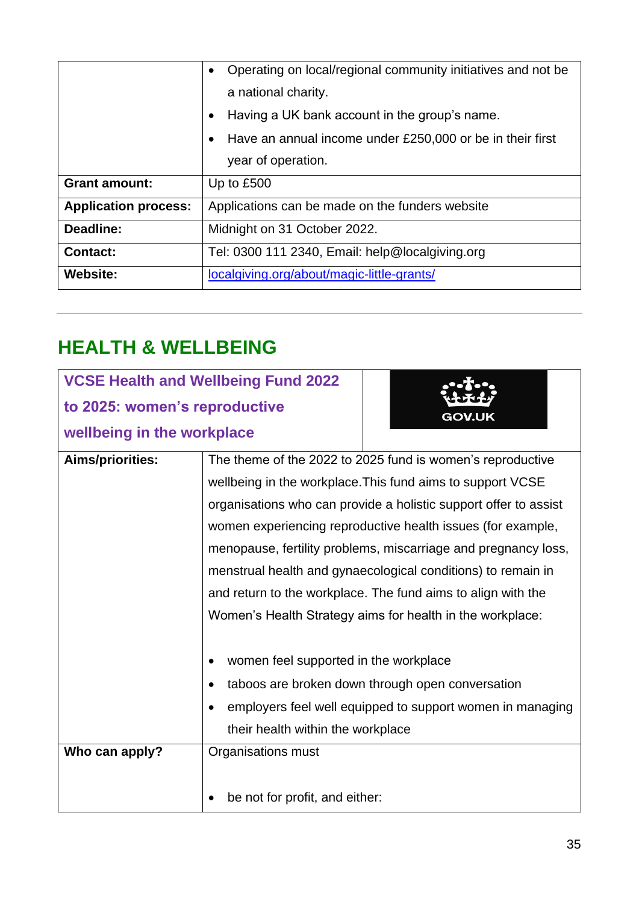| | |
|---|---|
| | • Operating on local/regional community initiatives and not be a national charity.<br>• Having a UK bank account in the group's name.<br>• Have an annual income under £250,000 or be in their first year of operation. |
| **Grant amount:** | Up to £500 |
| **Application process:** | Applications can be made on the funders website |
| **Deadline:** | Midnight on 31 October 2022. |
| **Contact:** | Tel: 0300 111 2340, Email: help@localgiving.org |
| **Website:** | [localgiving.org/about/magic-little-grants/](localgiving.org/about/magic-little-grants/) |

---

## HEALTH & WELLBEING

| **VCSE Health and Wellbeing Fund 2022 to 2025: women's reproductive wellbeing in the workplace** | GOV.UK |
|---|---|
| **Aims/priorities:** | The theme of the 2022 to 2025 fund is women's reproductive wellbeing in the workplace.This fund aims to support VCSE organisations who can provide a holistic support offer to assist women experiencing reproductive health issues (for example, menopause, fertility problems, miscarriage and pregnancy loss, menstrual health and gynaecological conditions) to remain in and return to the workplace. The fund aims to align with the Women's Health Strategy aims for health in the workplace:<br><br>• women feel supported in the workplace<br>• taboos are broken down through open conversation<br>• employers feel well equipped to support women in managing their health within the workplace |
| **Who can apply?** | Organisations must<br><br>• be not for profit, and either: |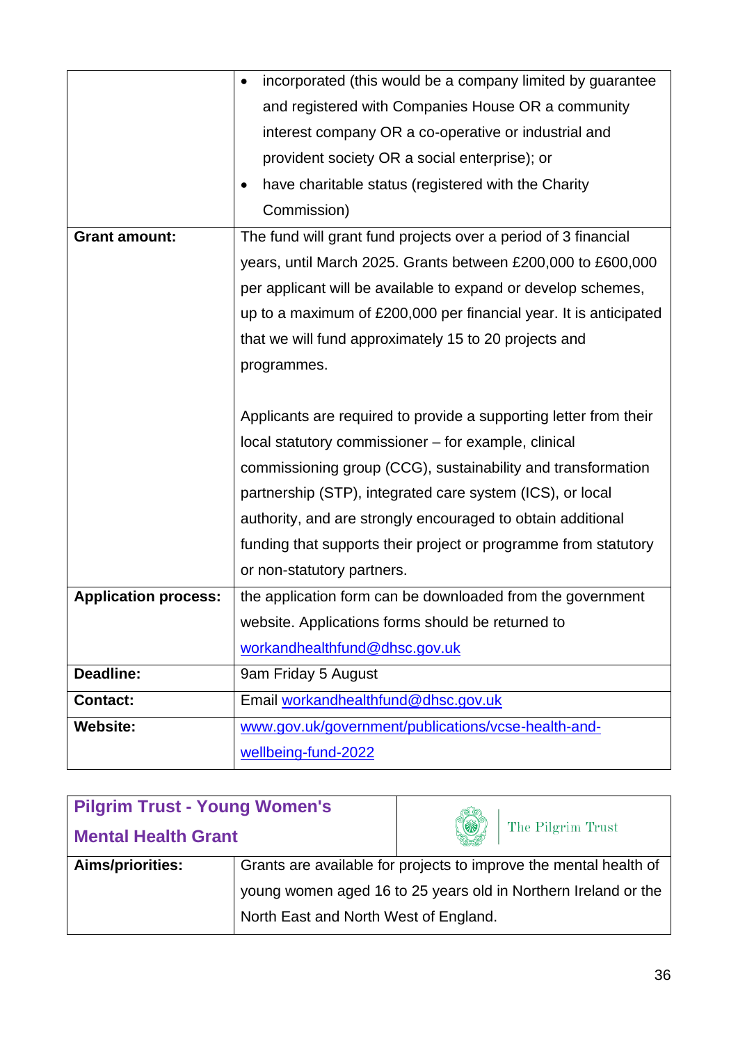| | |
|---|---|
| | • incorporated (this would be a company limited by guarantee and registered with Companies House OR a community interest company OR a co-operative or industrial and provident society OR a social enterprise); or<br>• have charitable status (registered with the Charity Commission) |
| **Grant amount:** | The fund will grant fund projects over a period of 3 financial years, until March 2025. Grants between £200,000 to £600,000 per applicant will be available to expand or develop schemes, up to a maximum of £200,000 per financial year. It is anticipated that we will fund approximately 15 to 20 projects and programmes.<br><br>Applicants are required to provide a supporting letter from their local statutory commissioner – for example, clinical commissioning group (CCG), sustainability and transformation partnership (STP), integrated care system (ICS), or local authority, and are strongly encouraged to obtain additional funding that supports their project or programme from statutory or non-statutory partners. |
| **Application process:** | the application form can be downloaded from the government website. Applications forms should be returned to workandhealthfund@dhsc.gov.uk |
| **Deadline:** | 9am Friday 5 August |
| **Contact:** | Email workandhealthfund@dhsc.gov.uk |
| **Website:** | www.gov.uk/government/publications/vcse-health-and-wellbeing-fund-2022 |

| **Pilgrim Trust - Young Women's Mental Health Grant** | The Pilgrim Trust |
|---|---|
| **Aims/priorities:** | Grants are available for projects to improve the mental health of young women aged 16 to 25 years old in Northern Ireland or the North East and North West of England. |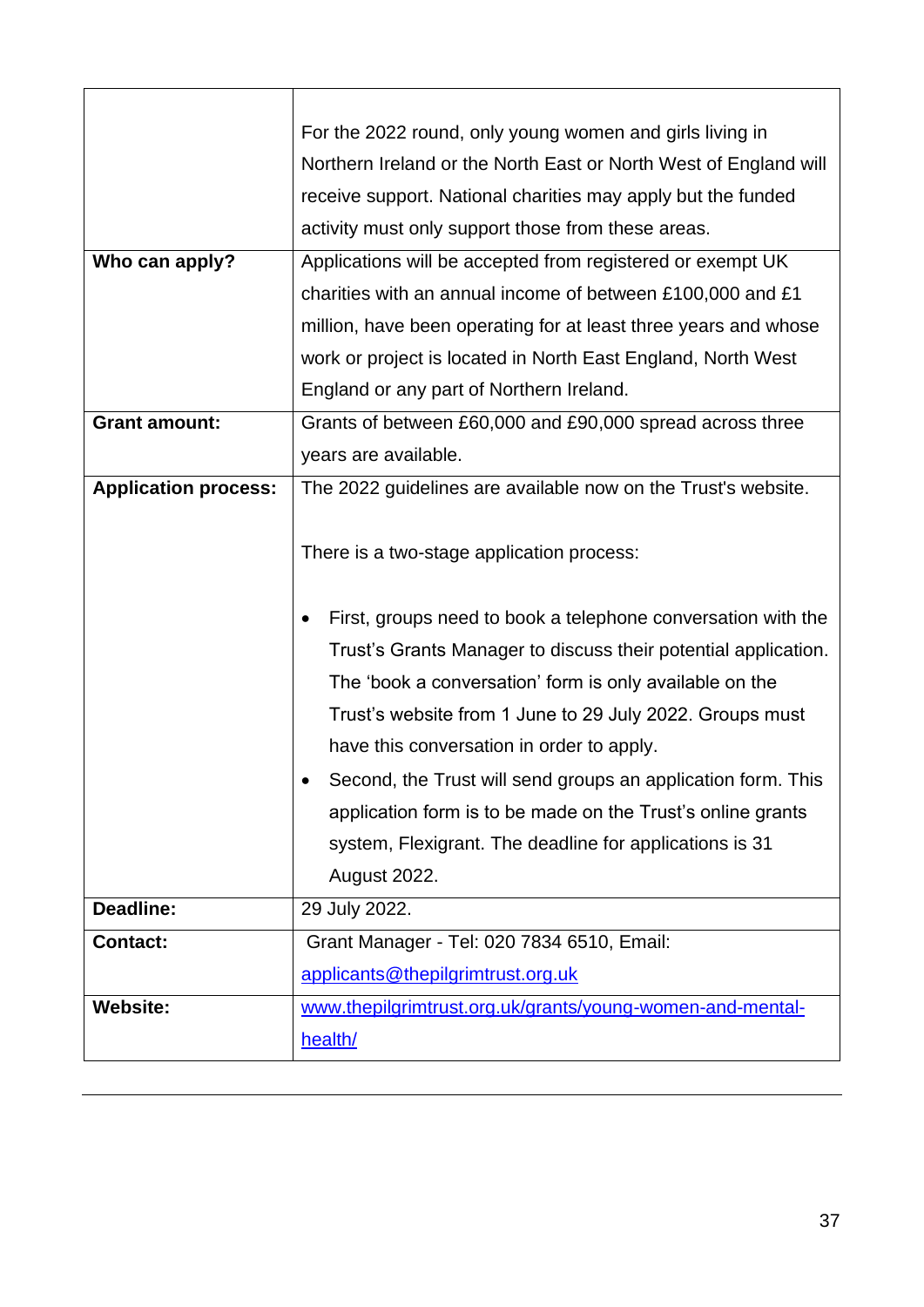| | |
|---|---|
| | For the 2022 round, only young women and girls living in Northern Ireland or the North East or North West of England will receive support. National charities may apply but the funded activity must only support those from these areas. |
| **Who can apply?** | Applications will be accepted from registered or exempt UK charities with an annual income of between £100,000 and £1 million, have been operating for at least three years and whose work or project is located in North East England, North West England or any part of Northern Ireland. |
| **Grant amount:** | Grants of between £60,000 and £90,000 spread across three years are available. |
| **Application process:** | The 2022 guidelines are available now on the Trust's website.<br><br>There is a two-stage application process:<br><br>• First, groups need to book a telephone conversation with the Trust's Grants Manager to discuss their potential application. The 'book a conversation' form is only available on the Trust's website from 1 June to 29 July 2022. Groups must have this conversation in order to apply.<br>• Second, the Trust will send groups an application form. This application form is to be made on the Trust's online grants system, Flexigrant. The deadline for applications is 31 August 2022. |
| **Deadline:** | 29 July 2022. |
| **Contact:** | Grant Manager - Tel: 020 7834 6510, Email: applicants@thepilgrimtrust.org.uk |
| **Website:** | www.thepilgrimtrust.org.uk/grants/young-women-and-mental-health/ |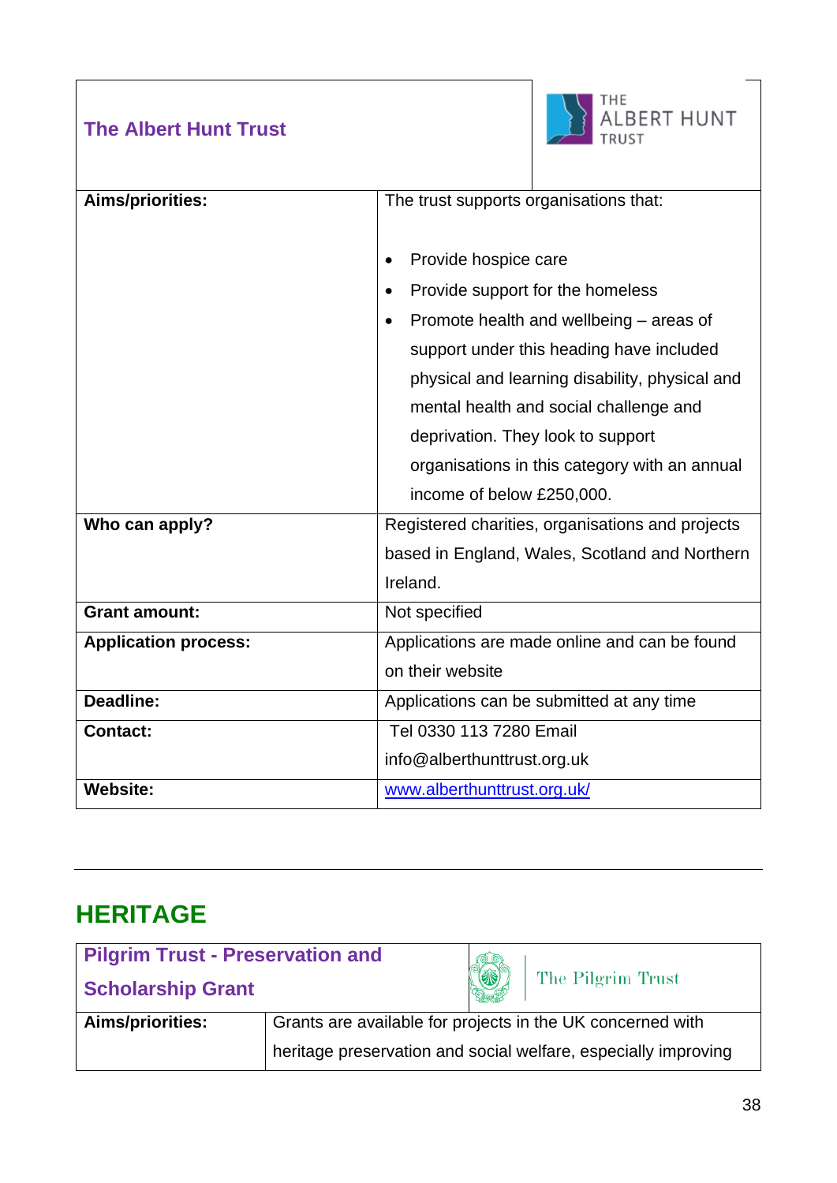| **The Albert Hunt Trust** | |
|---|---|
| **Aims/priorities:** | The trust supports organisations that:<br><br>• Provide hospice care<br>• Provide support for the homeless<br>• Promote health and wellbeing – areas of support under this heading have included physical and learning disability, physical and mental health and social challenge and deprivation. They look to support organisations in this category with an annual income of below £250,000. |
| **Who can apply?** | Registered charities, organisations and projects based in England, Wales, Scotland and Northern Ireland. |
| **Grant amount:** | Not specified |
| **Application process:** | Applications are made online and can be found on their website |
| **Deadline:** | Applications can be submitted at any time |
| **Contact:** | Tel 0330 113 7280 Email info@alberthunttrust.org.uk |
| **Website:** | [www.alberthunttrust.org.uk/](http://www.alberthunttrust.org.uk/) |

---

## HERITAGE

| **Pilgrim Trust - Preservation and Scholarship Grant** | |
|---|---|
| **Aims/priorities:** | Grants are available for projects in the UK concerned with heritage preservation and social welfare, especially improving |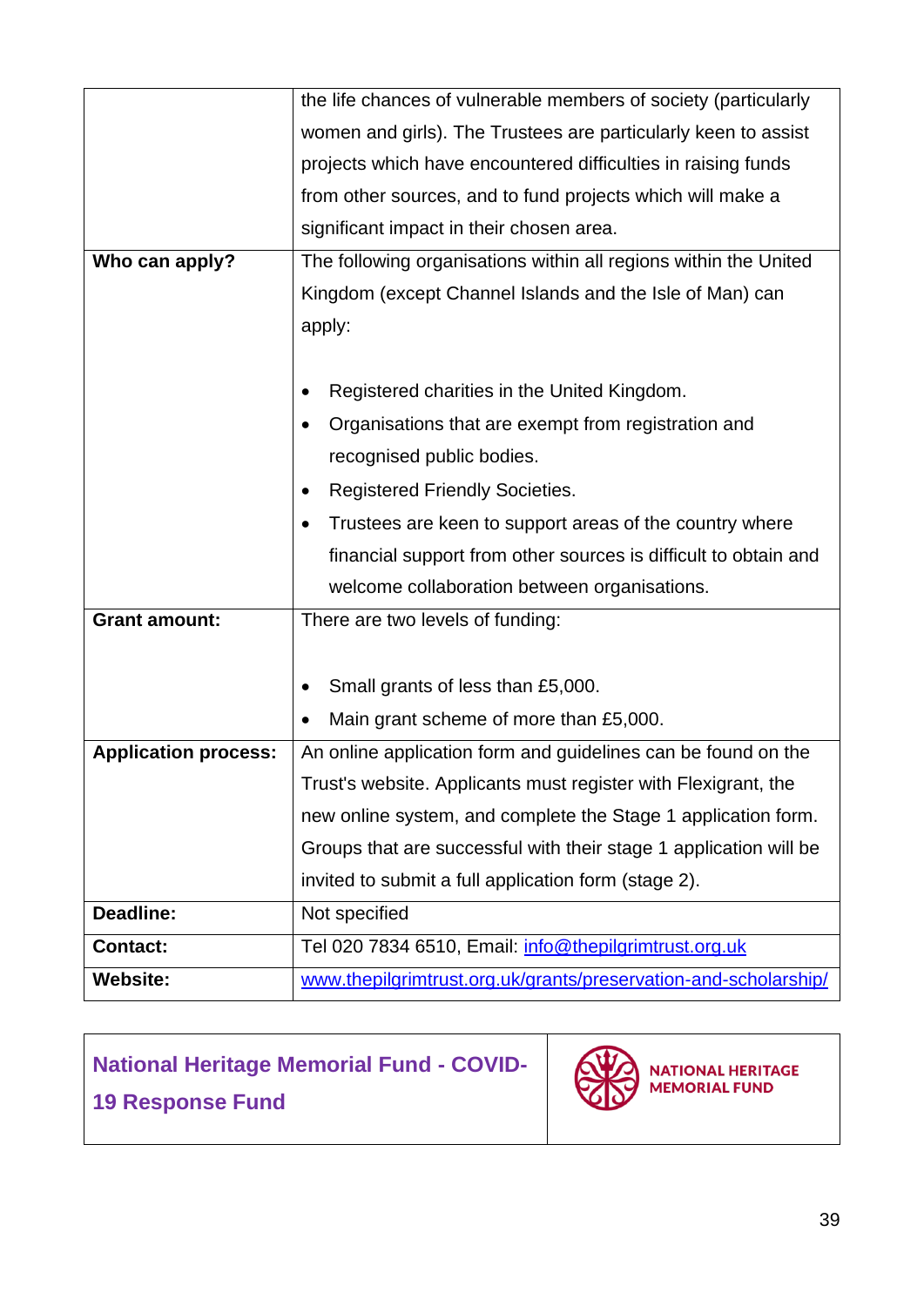| | |
|---|---|
| | the life chances of vulnerable members of society (particularly women and girls). The Trustees are particularly keen to assist projects which have encountered difficulties in raising funds from other sources, and to fund projects which will make a significant impact in their chosen area. |
| **Who can apply?** | The following organisations within all regions within the United Kingdom (except Channel Islands and the Isle of Man) can apply:<br><br>• Registered charities in the United Kingdom.<br>• Organisations that are exempt from registration and recognised public bodies.<br>• Registered Friendly Societies.<br>• Trustees are keen to support areas of the country where financial support from other sources is difficult to obtain and welcome collaboration between organisations. |
| **Grant amount:** | There are two levels of funding:<br><br>• Small grants of less than £5,000.<br>• Main grant scheme of more than £5,000. |
| **Application process:** | An online application form and guidelines can be found on the Trust's website. Applicants must register with Flexigrant, the new online system, and complete the Stage 1 application form. Groups that are successful with their stage 1 application will be invited to submit a full application form (stage 2). |
| **Deadline:** | Not specified |
| **Contact:** | Tel 020 7834 6510, Email: info@thepilgrimtrust.org.uk |
| **Website:** | www.thepilgrimtrust.org.uk/grants/preservation-and-scholarship/ |

## National Heritage Memorial Fund - COVID-19 Response Fund

NATIONAL HERITAGE MEMORIAL FUND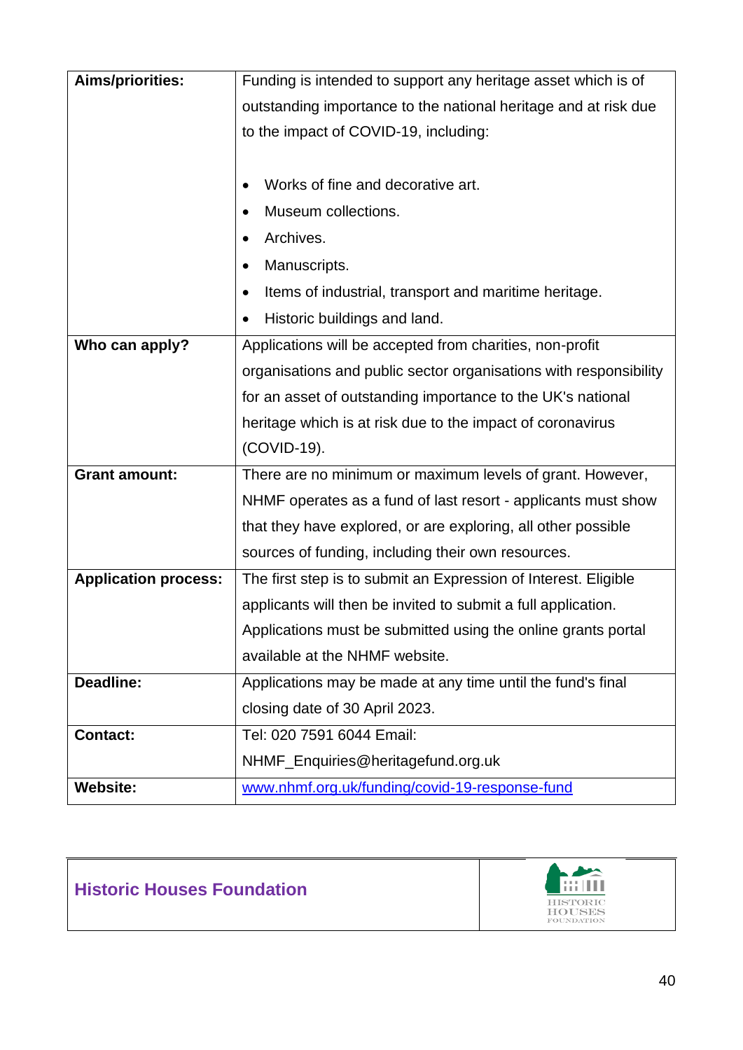| | |
|---|---|
| **Aims/priorities:** | Funding is intended to support any heritage asset which is of outstanding importance to the national heritage and at risk due to the impact of COVID-19, including:<br><br>• Works of fine and decorative art.<br>• Museum collections.<br>• Archives.<br>• Manuscripts.<br>• Items of industrial, transport and maritime heritage.<br>• Historic buildings and land. |
| **Who can apply?** | Applications will be accepted from charities, non-profit organisations and public sector organisations with responsibility for an asset of outstanding importance to the UK's national heritage which is at risk due to the impact of coronavirus (COVID-19). |
| **Grant amount:** | There are no minimum or maximum levels of grant. However, NHMF operates as a fund of last resort - applicants must show that they have explored, or are exploring, all other possible sources of funding, including their own resources. |
| **Application process:** | The first step is to submit an Expression of Interest. Eligible applicants will then be invited to submit a full application. Applications must be submitted using the online grants portal available at the NHMF website. |
| **Deadline:** | Applications may be made at any time until the fund's final closing date of 30 April 2023. |
| **Contact:** | Tel: 020 7591 6044 Email: NHMF_Enquiries@heritagefund.org.uk |
| **Website:** | www.nhmf.org.uk/funding/covid-19-response-fund |

## Historic Houses Foundation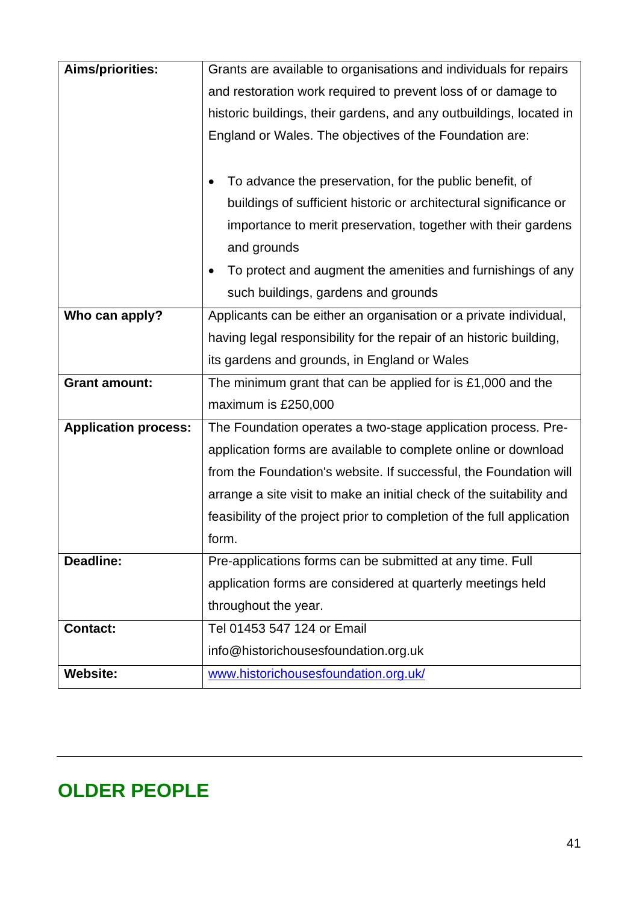| | |
|---|---|
| **Aims/priorities:** | Grants are available to organisations and individuals for repairs and restoration work required to prevent loss of or damage to historic buildings, their gardens, and any outbuildings, located in England or Wales. The objectives of the Foundation are:<br><br>• To advance the preservation, for the public benefit, of buildings of sufficient historic or architectural significance or importance to merit preservation, together with their gardens and grounds<br>• To protect and augment the amenities and furnishings of any such buildings, gardens and grounds |
| **Who can apply?** | Applicants can be either an organisation or a private individual, having legal responsibility for the repair of an historic building, its gardens and grounds, in England or Wales |
| **Grant amount:** | The minimum grant that can be applied for is £1,000 and the maximum is £250,000 |
| **Application process:** | The Foundation operates a two-stage application process. Pre-application forms are available to complete online or download from the Foundation's website. If successful, the Foundation will arrange a site visit to make an initial check of the suitability and feasibility of the project prior to completion of the full application form. |
| **Deadline:** | Pre-applications forms can be submitted at any time. Full application forms are considered at quarterly meetings held throughout the year. |
| **Contact:** | Tel 01453 547 124 or Email info@historichousesfoundation.org.uk |
| **Website:** | [www.historichousesfoundation.org.uk/](http://www.historichousesfoundation.org.uk/) |

---

## OLDER PEOPLE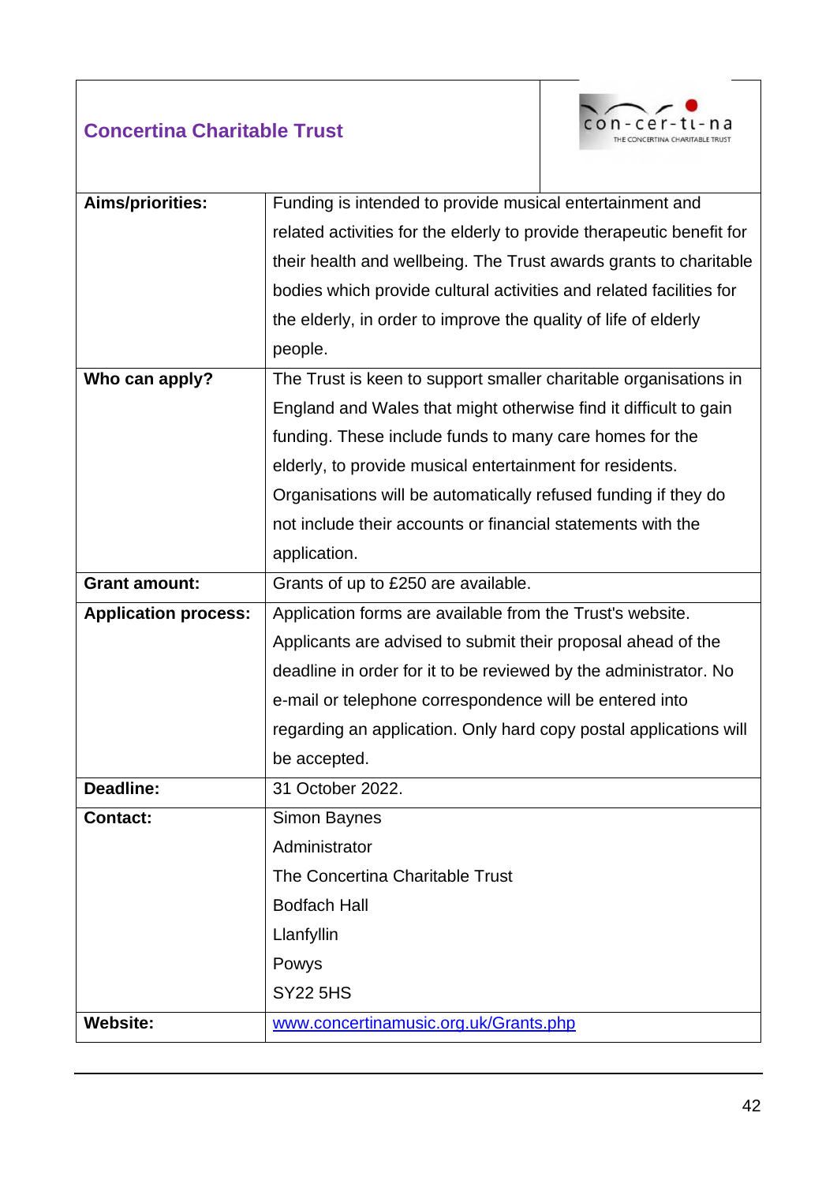## Concertina Charitable Trust

| | |
|---|---|
| **Aims/priorities:** | Funding is intended to provide musical entertainment and related activities for the elderly to provide therapeutic benefit for their health and wellbeing. The Trust awards grants to charitable bodies which provide cultural activities and related facilities for the elderly, in order to improve the quality of life of elderly people. |
| **Who can apply?** | The Trust is keen to support smaller charitable organisations in England and Wales that might otherwise find it difficult to gain funding. These include funds to many care homes for the elderly, to provide musical entertainment for residents. Organisations will be automatically refused funding if they do not include their accounts or financial statements with the application. |
| **Grant amount:** | Grants of up to £250 are available. |
| **Application process:** | Application forms are available from the Trust's website. Applicants are advised to submit their proposal ahead of the deadline in order for it to be reviewed by the administrator. No e-mail or telephone correspondence will be entered into regarding an application. Only hard copy postal applications will be accepted. |
| **Deadline:** | 31 October 2022. |
| **Contact:** | Simon Baynes<br>Administrator<br>The Concertina Charitable Trust<br>Bodfach Hall<br>Llanfyllin<br>Powys<br>SY22 5HS |
| **Website:** | www.concertinamusic.org.uk/Grants.php |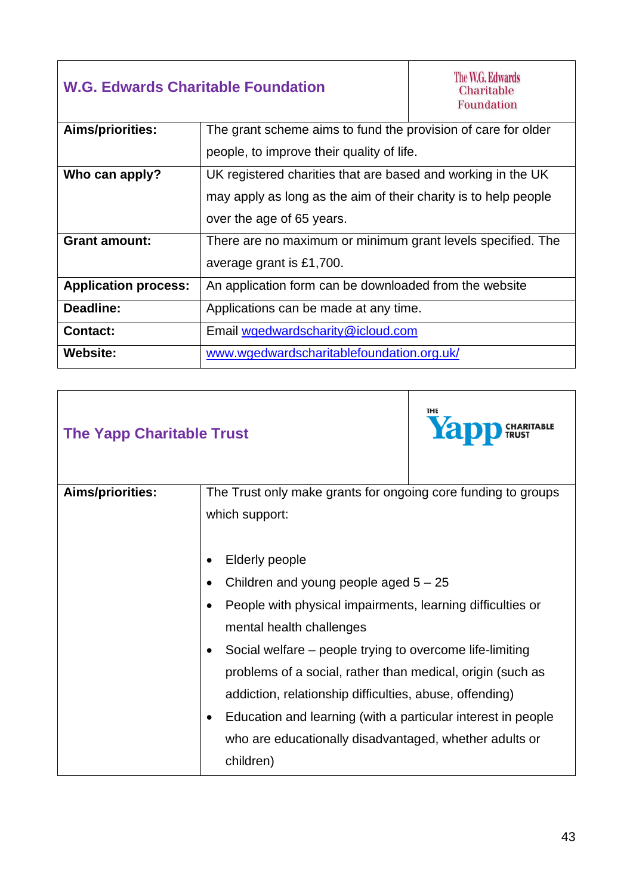## W.G. Edwards Charitable Foundation

| | |
|---|---|
| **Aims/priorities:** | The grant scheme aims to fund the provision of care for older people, to improve their quality of life. |
| **Who can apply?** | UK registered charities that are based and working in the UK may apply as long as the aim of their charity is to help people over the age of 65 years. |
| **Grant amount:** | There are no maximum or minimum grant levels specified. The average grant is £1,700. |
| **Application process:** | An application form can be downloaded from the website |
| **Deadline:** | Applications can be made at any time. |
| **Contact:** | Email wgedwardscharity@icloud.com |
| **Website:** | www.wgedwardscharitablefoundation.org.uk/ |

## The Yapp Charitable Trust

| | |
|---|---|
| **Aims/priorities:** | The Trust only make grants for ongoing core funding to groups which support:<br><br>• Elderly people<br>• Children and young people aged 5 – 25<br>• People with physical impairments, learning difficulties or mental health challenges<br>• Social welfare – people trying to overcome life-limiting problems of a social, rather than medical, origin (such as addiction, relationship difficulties, abuse, offending)<br>• Education and learning (with a particular interest in people who are educationally disadvantaged, whether adults or children) |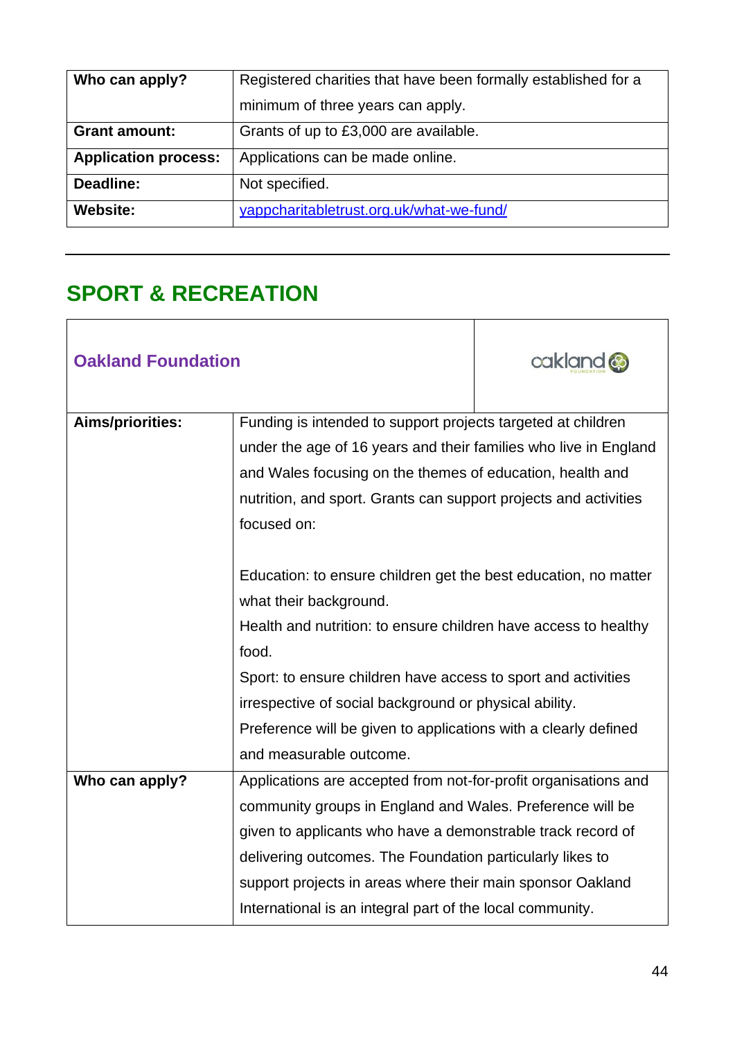| Who can apply? | Registered charities that have been formally established for a minimum of three years can apply. |
|---|---|
| **Grant amount:** | Grants of up to £3,000 are available. |
| **Application process:** | Applications can be made online. |
| **Deadline:** | Not specified. |
| **Website:** | [yappcharitabletrust.org.uk/what-we-fund/](yappcharitabletrust.org.uk/what-we-fund/) |

---

## SPORT & RECREATION

### Oakland Foundation

| Aims/priorities: | Funding is intended to support projects targeted at children under the age of 16 years and their families who live in England and Wales focusing on the themes of education, health and nutrition, and sport. Grants can support projects and activities focused on:<br><br>Education: to ensure children get the best education, no matter what their background.<br>Health and nutrition: to ensure children have access to healthy food.<br>Sport: to ensure children have access to sport and activities irrespective of social background or physical ability.<br>Preference will be given to applications with a clearly defined and measurable outcome. |
|---|---|
| **Who can apply?** | Applications are accepted from not-for-profit organisations and community groups in England and Wales. Preference will be given to applicants who have a demonstrable track record of delivering outcomes. The Foundation particularly likes to support projects in areas where their main sponsor Oakland International is an integral part of the local community. |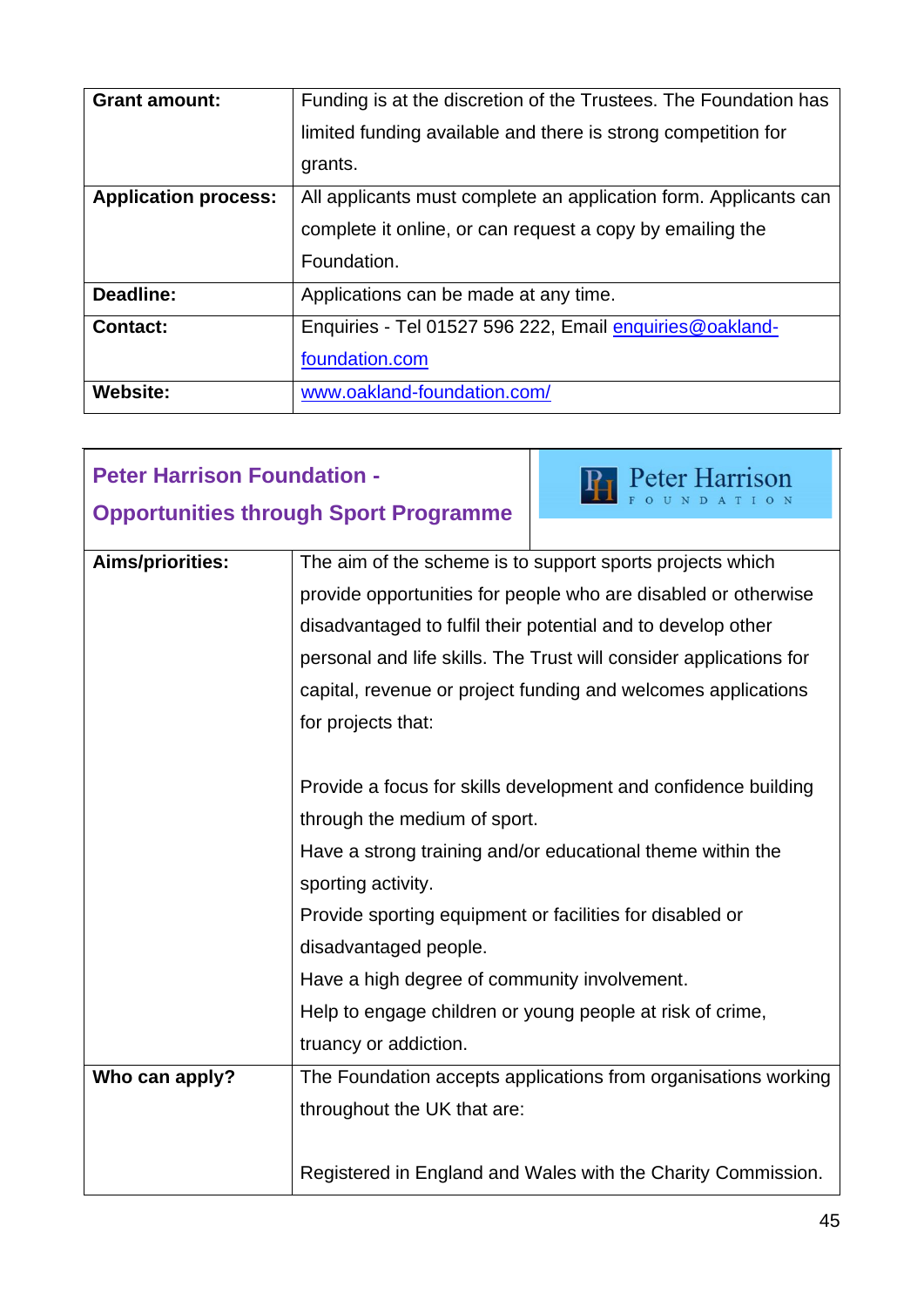| | |
|---|---|
| **Grant amount:** | Funding is at the discretion of the Trustees. The Foundation has limited funding available and there is strong competition for grants. |
| **Application process:** | All applicants must complete an application form. Applicants can complete it online, or can request a copy by emailing the Foundation. |
| **Deadline:** | Applications can be made at any time. |
| **Contact:** | Enquiries - Tel 01527 596 222, Email enquiries@oakland-foundation.com |
| **Website:** | www.oakland-foundation.com/ |

## Peter Harrison Foundation - Opportunities through Sport Programme

| | |
|---|---|
| **Aims/priorities:** | The aim of the scheme is to support sports projects which provide opportunities for people who are disabled or otherwise disadvantaged to fulfil their potential and to develop other personal and life skills. The Trust will consider applications for capital, revenue or project funding and welcomes applications for projects that:<br><br>Provide a focus for skills development and confidence building through the medium of sport.<br>Have a strong training and/or educational theme within the sporting activity.<br>Provide sporting equipment or facilities for disabled or disadvantaged people.<br>Have a high degree of community involvement.<br>Help to engage children or young people at risk of crime, truancy or addiction. |
| **Who can apply?** | The Foundation accepts applications from organisations working throughout the UK that are:<br><br>Registered in England and Wales with the Charity Commission. |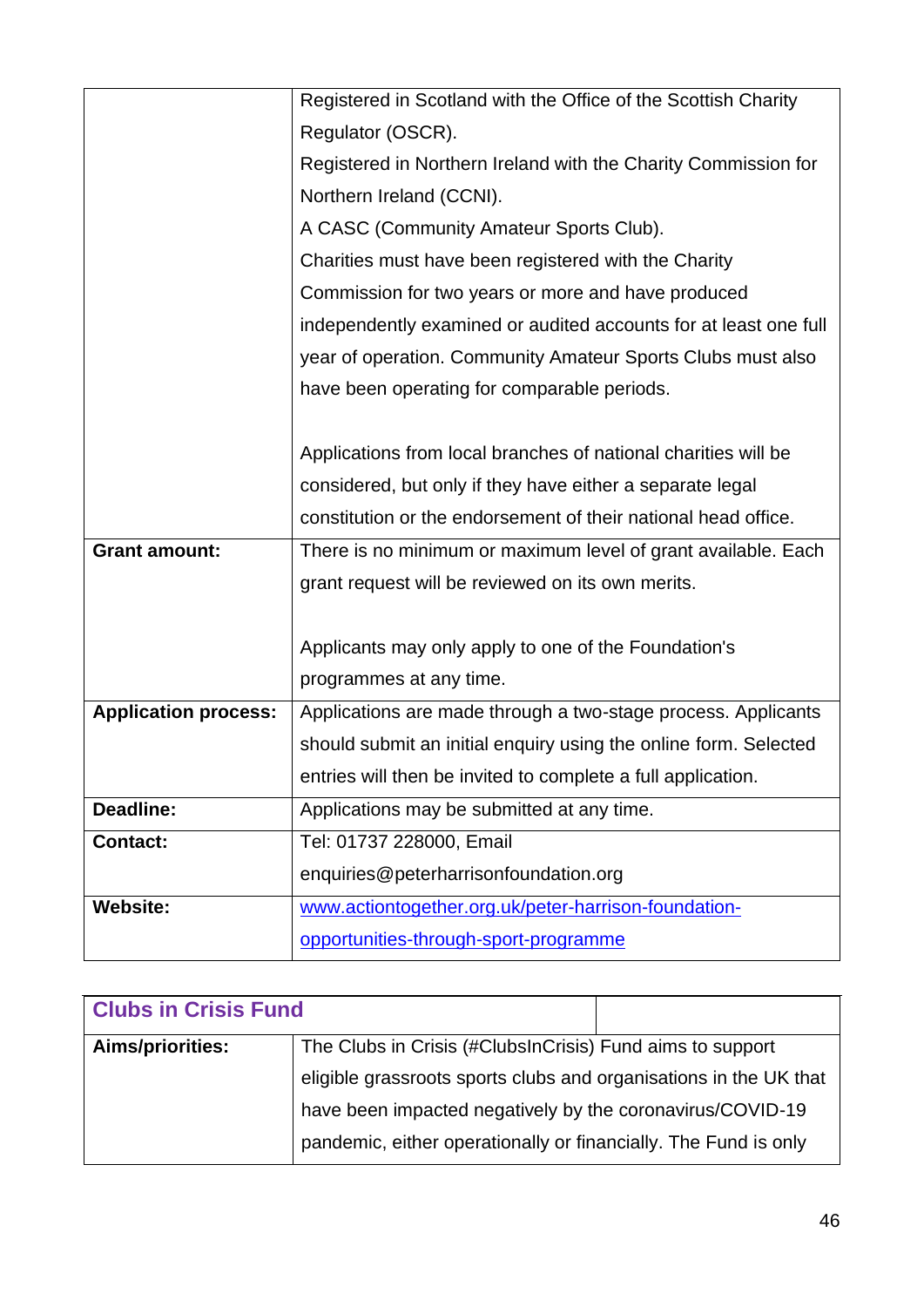| | |
|---|---|
| | Registered in Scotland with the Office of the Scottish Charity Regulator (OSCR).<br>Registered in Northern Ireland with the Charity Commission for Northern Ireland (CCNI).<br>A CASC (Community Amateur Sports Club).<br>Charities must have been registered with the Charity Commission for two years or more and have produced independently examined or audited accounts for at least one full year of operation. Community Amateur Sports Clubs must also have been operating for comparable periods.<br><br>Applications from local branches of national charities will be considered, but only if they have either a separate legal constitution or the endorsement of their national head office. |
| **Grant amount:** | There is no minimum or maximum level of grant available. Each grant request will be reviewed on its own merits.<br><br>Applicants may only apply to one of the Foundation's programmes at any time. |
| **Application process:** | Applications are made through a two-stage process. Applicants should submit an initial enquiry using the online form. Selected entries will then be invited to complete a full application. |
| **Deadline:** | Applications may be submitted at any time. |
| **Contact:** | Tel: 01737 228000, Email enquiries@peterharrisonfoundation.org |
| **Website:** | [www.actiontogether.org.uk/peter-harrison-foundation-opportunities-through-sport-programme](www.actiontogether.org.uk/peter-harrison-foundation-opportunities-through-sport-programme) |

| **Clubs in Crisis Fund** | |
|---|---|
| **Aims/priorities:** | The Clubs in Crisis (#ClubsInCrisis) Fund aims to support eligible grassroots sports clubs and organisations in the UK that have been impacted negatively by the coronavirus/COVID-19 pandemic, either operationally or financially. The Fund is only |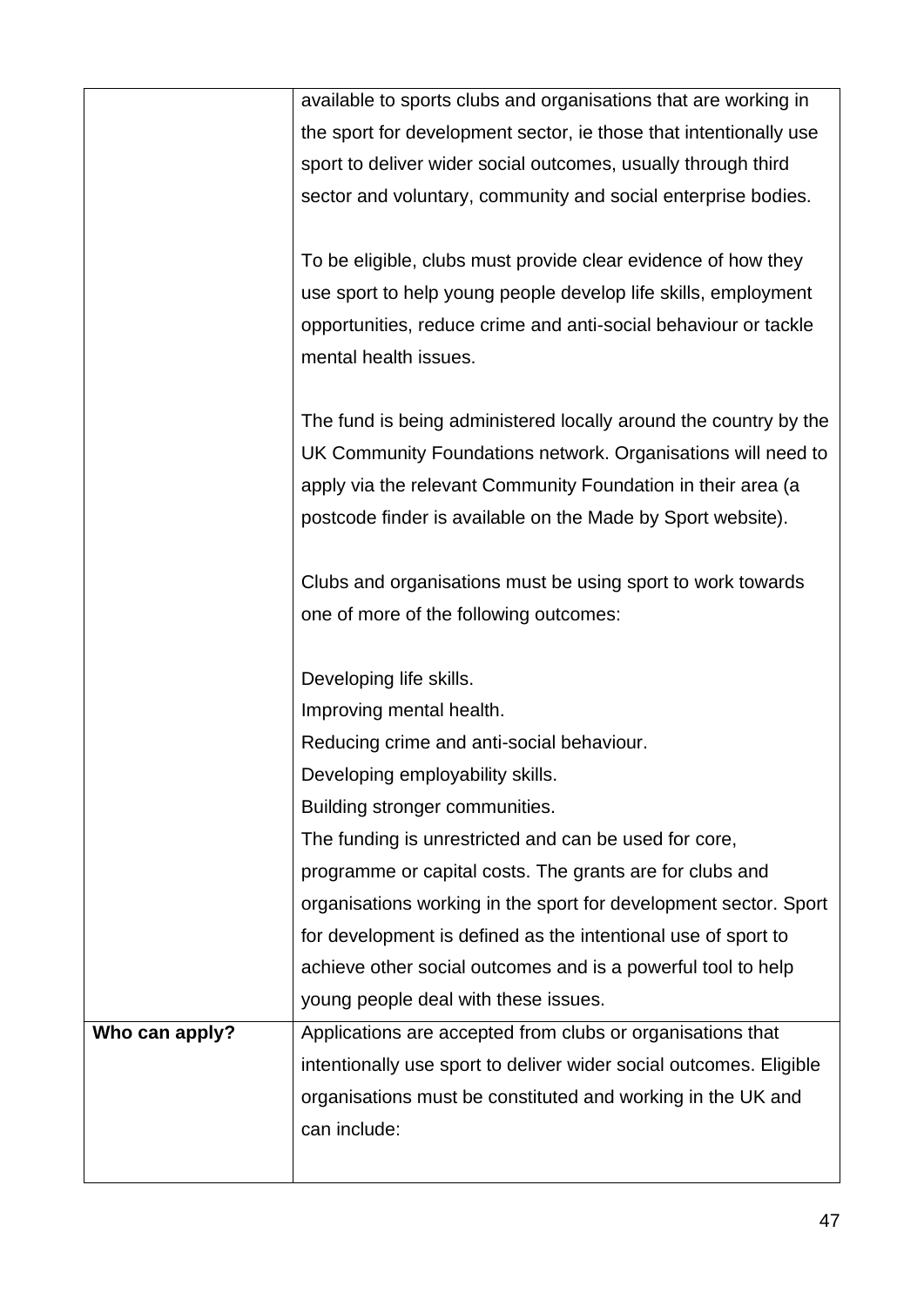|  |  |
|---|---|
|  | available to sports clubs and organisations that are working in the sport for development sector, ie those that intentionally use sport to deliver wider social outcomes, usually through third sector and voluntary, community and social enterprise bodies.<br><br>To be eligible, clubs must provide clear evidence of how they use sport to help young people develop life skills, employment opportunities, reduce crime and anti-social behaviour or tackle mental health issues.<br><br>The fund is being administered locally around the country by the UK Community Foundations network. Organisations will need to apply via the relevant Community Foundation in their area (a postcode finder is available on the Made by Sport website).<br><br>Clubs and organisations must be using sport to work towards one of more of the following outcomes:<br><br>Developing life skills.<br>Improving mental health.<br>Reducing crime and anti-social behaviour.<br>Developing employability skills.<br>Building stronger communities.<br>The funding is unrestricted and can be used for core, programme or capital costs. The grants are for clubs and organisations working in the sport for development sector. Sport for development is defined as the intentional use of sport to achieve other social outcomes and is a powerful tool to help young people deal with these issues. |
| **Who can apply?** | Applications are accepted from clubs or organisations that intentionally use sport to deliver wider social outcomes. Eligible organisations must be constituted and working in the UK and can include: |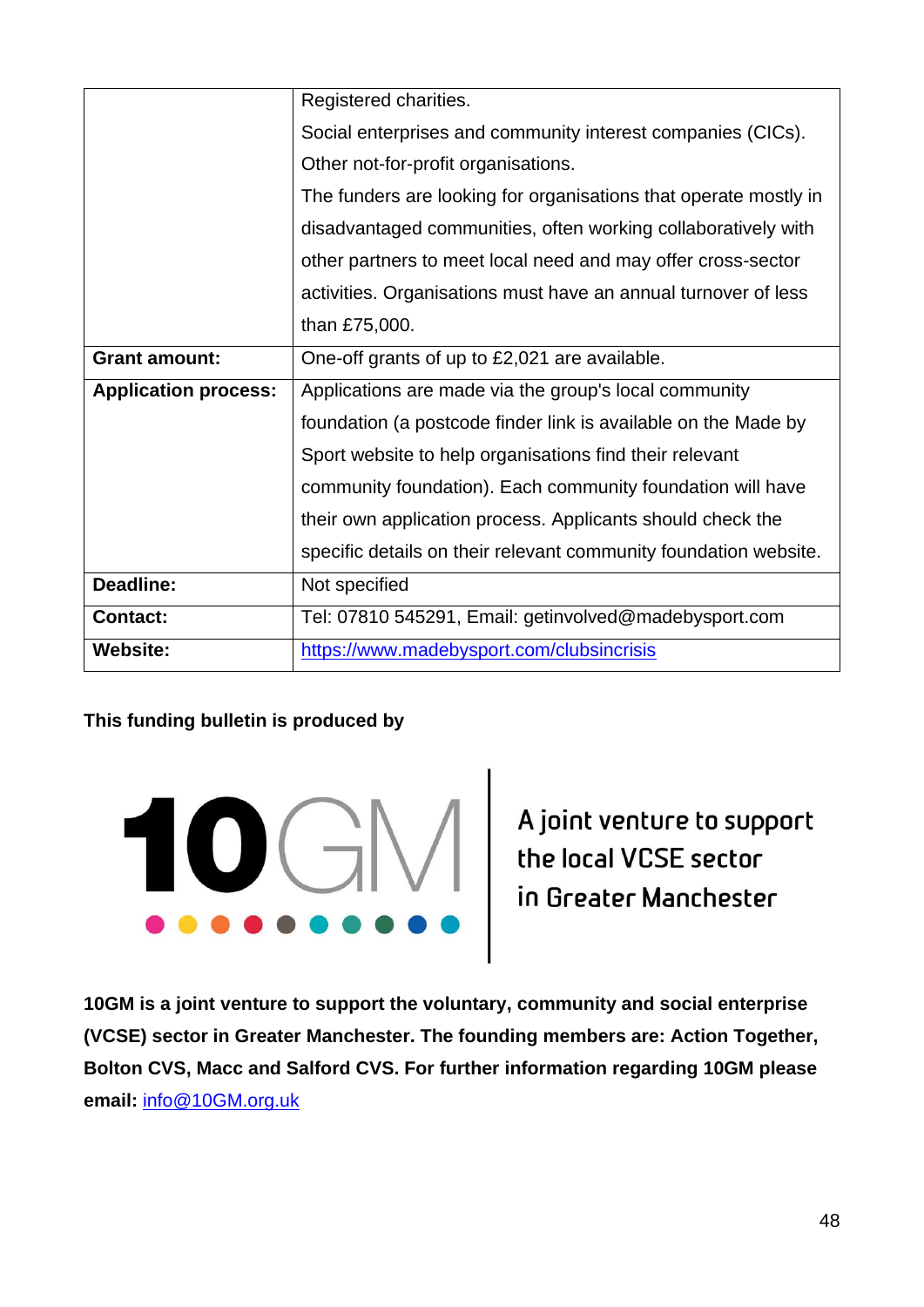|  |  |
| --- | --- |
|  | Registered charities.<br>Social enterprises and community interest companies (CICs).<br>Other not-for-profit organisations.<br>The funders are looking for organisations that operate mostly in disadvantaged communities, often working collaboratively with other partners to meet local need and may offer cross-sector activities. Organisations must have an annual turnover of less than £75,000. |
| **Grant amount:** | One-off grants of up to £2,021 are available. |
| **Application process:** | Applications are made via the group's local community foundation (a postcode finder link is available on the Made by Sport website to help organisations find their relevant community foundation). Each community foundation will have their own application process. Applicants should check the specific details on their relevant community foundation website. |
| **Deadline:** | Not specified |
| **Contact:** | Tel: 07810 545291, Email: getinvolved@madebysport.com |
| **Website:** | https://www.madebysport.com/clubsincrisis |

**This funding bulletin is produced by**

10GM

A joint venture to support the local VCSE sector in Greater Manchester

**10GM is a joint venture to support the voluntary, community and social enterprise (VCSE) sector in Greater Manchester. The founding members are: Action Together, Bolton CVS, Macc and Salford CVS. For further information regarding 10GM please email:** info@10GM.org.uk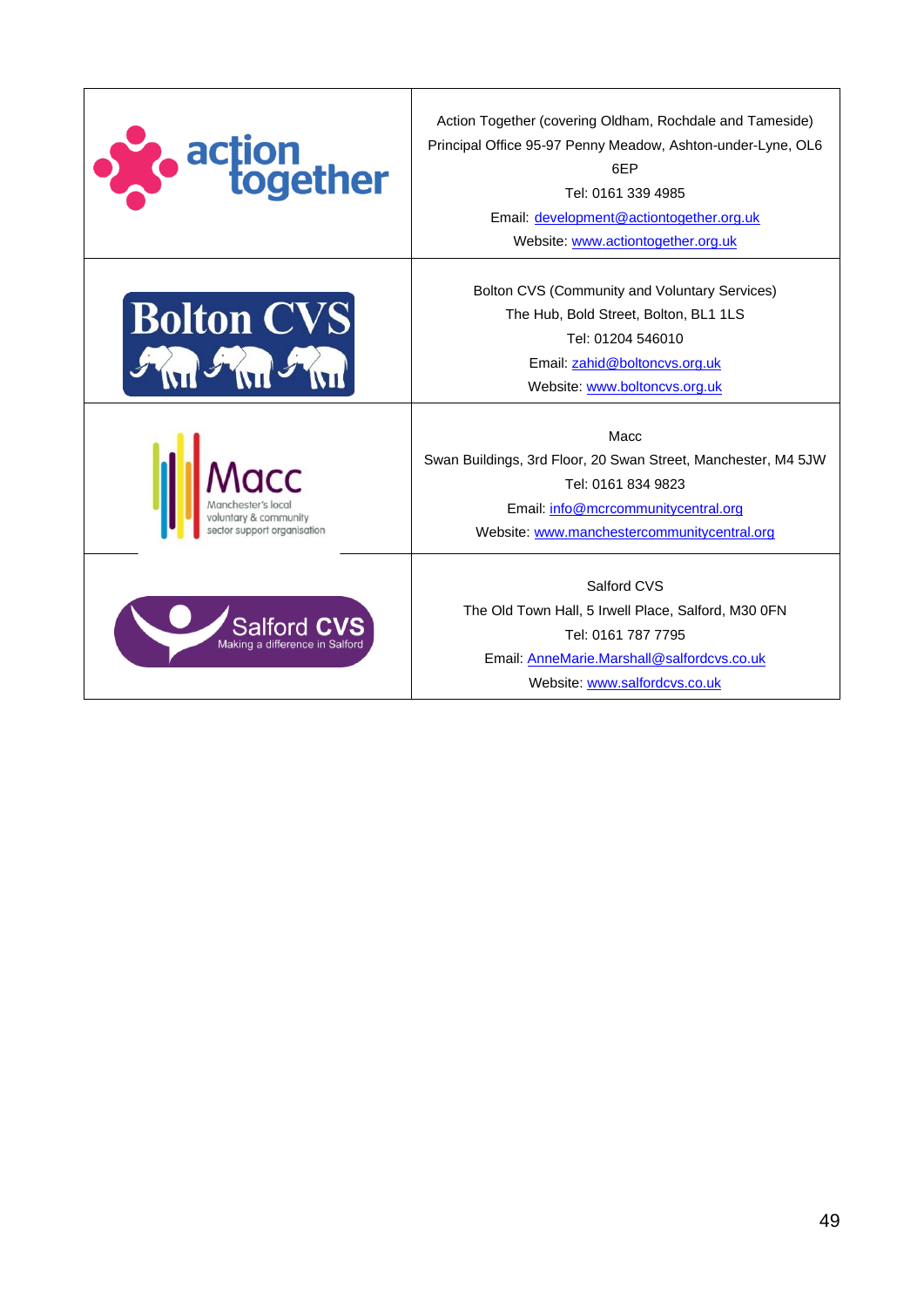| | |
|---|---|
| action together | Action Together (covering Oldham, Rochdale and Tameside)<br>Principal Office 95-97 Penny Meadow, Ashton-under-Lyne, OL6 6EP<br>Tel: 0161 339 4985<br>Email: development@actiontogether.org.uk<br>Website: www.actiontogether.org.uk |
| Bolton CVS | Bolton CVS (Community and Voluntary Services)<br>The Hub, Bold Street, Bolton, BL1 1LS<br>Tel: 01204 546010<br>Email: zahid@boltoncvs.org.uk<br>Website: www.boltoncvs.org.uk |
| Macc<br>Manchester's local voluntary & community sector support organisation | Macc<br>Swan Buildings, 3rd Floor, 20 Swan Street, Manchester, M4 5JW<br>Tel: 0161 834 9823<br>Email: info@mcrcommunitycentral.org<br>Website: www.manchestercommunitycentral.org |
| Salford CVS<br>Making a difference in Salford | Salford CVS<br>The Old Town Hall, 5 Irwell Place, Salford, M30 0FN<br>Tel: 0161 787 7795<br>Email: AnneMarie.Marshall@salfordcvs.co.uk<br>Website: www.salfordcvs.co.uk |